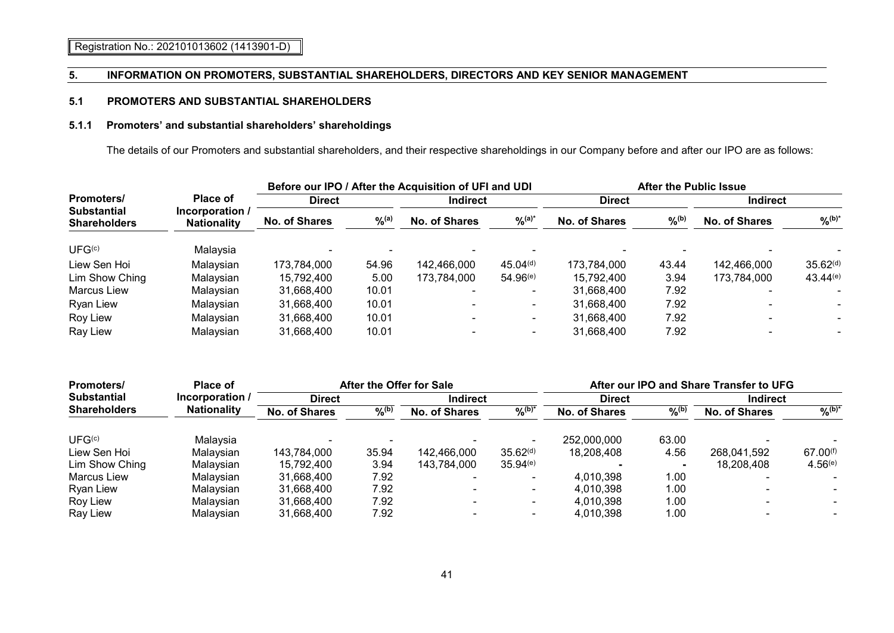Registration No.: 202101013602 (1413901-D)

## 5. INFORMATION ON PROMOTERS, SUBSTANTIAL SHAREHOLDERS, DIRECTORS AND KEY SENIOR MANAGEMENT

### 5.1 PROMOTERS AND SUBSTANTIAL SHAREHOLDERS

#### 5.1.1 Promoters' and substantial shareholders' shareholdings

The details of our Promoters and substantial shareholders, and their respective shareholdings in our Company before and after our IPO are as follows:

| Promoters/ Substantial Shareholders | Place of Incorporation / Nationality | Before our IPO / After the Acquisition of UFI and UDI | | | | After the Public Issue | | | |
|---|---|---|---|---|---|---|---|---|---|
| | | Direct | | Indirect | | Direct | | Indirect | |
| | | No. of Shares | %[(a)] | No. of Shares | %[(a)*] | No. of Shares | %[(b)] | No. of Shares | %[(b)*] |
| UFG[(c)] | Malaysia | - | - | - | - | - | - | - | - |
| Liew Sen Hoi | Malaysian | 173,784,000 | 54.96 | 142,466,000 | 45.04[(d)] | 173,784,000 | 43.44 | 142,466,000 | 35.62[(d)] |
| Lim Show Ching | Malaysian | 15,792,400 | 5.00 | 173,784,000 | 54.96[(e)] | 15,792,400 | 3.94 | 173,784,000 | 43.44[(e)] |
| Marcus Liew | Malaysian | 31,668,400 | 10.01 | - | - | 31,668,400 | 7.92 | - | - |
| Ryan Liew | Malaysian | 31,668,400 | 10.01 | - | - | 31,668,400 | 7.92 | - | - |
| Roy Liew | Malaysian | 31,668,400 | 10.01 | - | - | 31,668,400 | 7.92 | - | - |
| Ray Liew | Malaysian | 31,668,400 | 10.01 | - | - | 31,668,400 | 7.92 | - | - |

| Promoters/ Substantial Shareholders | Place of Incorporation / Nationality | After the Offer for Sale | | | | After our IPO and Share Transfer to UFG | | | |
|---|---|---|---|---|---|---|---|---|---|
| | | Direct | | Indirect | | Direct | | Indirect | |
| | | No. of Shares | %[(b)] | No. of Shares | %[(b)*] | No. of Shares | %[(b)] | No. of Shares | %[(b)*] |
| UFG[(c)] | Malaysia | - | - | - | - | 252,000,000 | 63.00 | - | - |
| Liew Sen Hoi | Malaysian | 143,784,000 | 35.94 | 142,466,000 | 35.62[(d)] | 18,208,408 | 4.56 | 268,041,592 | 67.00[(f)] |
| Lim Show Ching | Malaysian | 15,792,400 | 3.94 | 143,784,000 | 35.94[(e)] | - | - | 18,208,408 | 4.56[(e)] |
| Marcus Liew | Malaysian | 31,668,400 | 7.92 | - | - | 4,010,398 | 1.00 | - | - |
| Ryan Liew | Malaysian | 31,668,400 | 7.92 | - | - | 4,010,398 | 1.00 | - | - |
| Roy Liew | Malaysian | 31,668,400 | 7.92 | - | - | 4,010,398 | 1.00 | - | - |
| Ray Liew | Malaysian | 31,668,400 | 7.92 | - | - | 4,010,398 | 1.00 | - | - |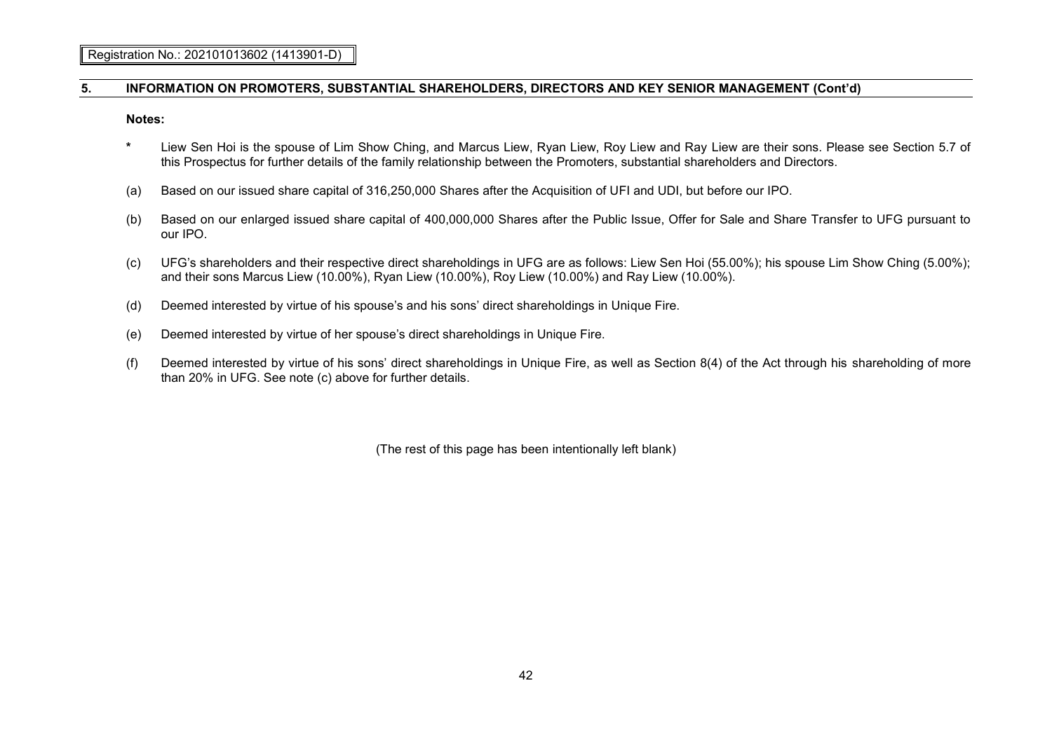## 5. INFORMATION ON PROMOTERS, SUBSTANTIAL SHAREHOLDERS, DIRECTORS AND KEY SENIOR MANAGEMENT (Cont'd)

**Notes:**

\* Liew Sen Hoi is the spouse of Lim Show Ching, and Marcus Liew, Ryan Liew, Roy Liew and Ray Liew are their sons. Please see Section 5.7 of this Prospectus for further details of the family relationship between the Promoters, substantial shareholders and Directors.

(a) Based on our issued share capital of 316,250,000 Shares after the Acquisition of UFI and UDI, but before our IPO.

(b) Based on our enlarged issued share capital of 400,000,000 Shares after the Public Issue, Offer for Sale and Share Transfer to UFG pursuant to our IPO.

(c) UFG's shareholders and their respective direct shareholdings in UFG are as follows: Liew Sen Hoi (55.00%); his spouse Lim Show Ching (5.00%); and their sons Marcus Liew (10.00%), Ryan Liew (10.00%), Roy Liew (10.00%) and Ray Liew (10.00%).

(d) Deemed interested by virtue of his spouse's and his sons' direct shareholdings in Unique Fire.

(e) Deemed interested by virtue of her spouse's direct shareholdings in Unique Fire.

(f) Deemed interested by virtue of his sons' direct shareholdings in Unique Fire, as well as Section 8(4) of the Act through his shareholding of more than 20% in UFG. See note (c) above for further details.

(The rest of this page has been intentionally left blank)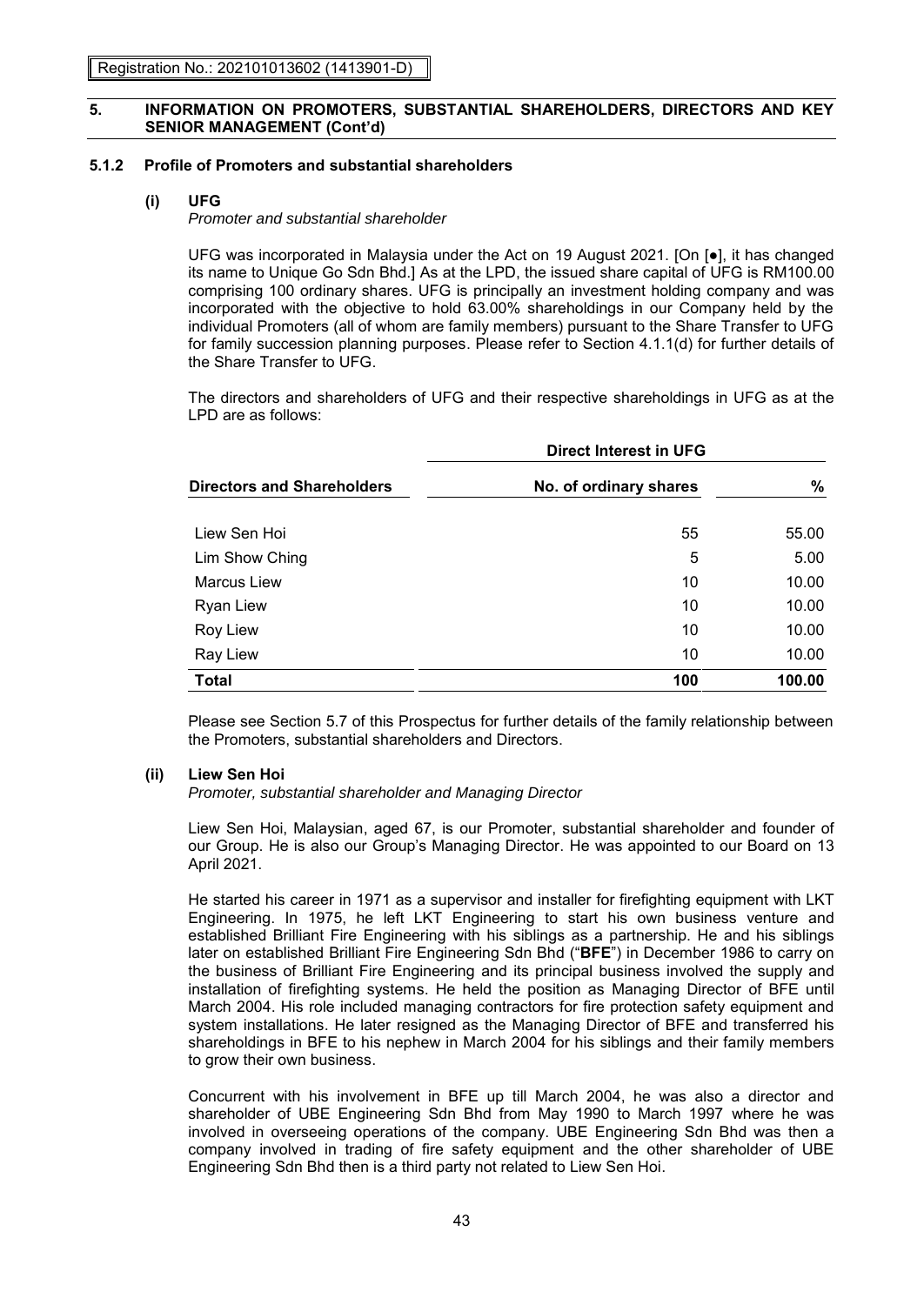## 5. INFORMATION ON PROMOTERS, SUBSTANTIAL SHAREHOLDERS, DIRECTORS AND KEY SENIOR MANAGEMENT (Cont'd)

### 5.1.2 Profile of Promoters and substantial shareholders

#### (i) UFG

*Promoter and substantial shareholder*

UFG was incorporated in Malaysia under the Act on 19 August 2021. [On [●], it has changed its name to Unique Go Sdn Bhd.] As at the LPD, the issued share capital of UFG is RM100.00 comprising 100 ordinary shares. UFG is principally an investment holding company and was incorporated with the objective to hold 63.00% shareholdings in our Company held by the individual Promoters (all of whom are family members) pursuant to the Share Transfer to UFG for family succession planning purposes. Please refer to Section 4.1.1(d) for further details of the Share Transfer to UFG.

The directors and shareholders of UFG and their respective shareholdings in UFG as at the LPD are as follows:

| | Direct Interest in UFG | |
|---|---|---|
| **Directors and Shareholders** | **No. of ordinary shares** | **%** |
| Liew Sen Hoi | 55 | 55.00 |
| Lim Show Ching | 5 | 5.00 |
| Marcus Liew | 10 | 10.00 |
| Ryan Liew | 10 | 10.00 |
| Roy Liew | 10 | 10.00 |
| Ray Liew | 10 | 10.00 |
| **Total** | **100** | **100.00** |

Please see Section 5.7 of this Prospectus for further details of the family relationship between the Promoters, substantial shareholders and Directors.

#### (ii) Liew Sen Hoi

*Promoter, substantial shareholder and Managing Director*

Liew Sen Hoi, Malaysian, aged 67, is our Promoter, substantial shareholder and founder of our Group. He is also our Group's Managing Director. He was appointed to our Board on 13 April 2021.

He started his career in 1971 as a supervisor and installer for firefighting equipment with LKT Engineering. In 1975, he left LKT Engineering to start his own business venture and established Brilliant Fire Engineering with his siblings as a partnership. He and his siblings later on established Brilliant Fire Engineering Sdn Bhd ("**BFE**") in December 1986 to carry on the business of Brilliant Fire Engineering and its principal business involved the supply and installation of firefighting systems. He held the position as Managing Director of BFE until March 2004. His role included managing contractors for fire protection safety equipment and system installations. He later resigned as the Managing Director of BFE and transferred his shareholdings in BFE to his nephew in March 2004 for his siblings and their family members to grow their own business.

Concurrent with his involvement in BFE up till March 2004, he was also a director and shareholder of UBE Engineering Sdn Bhd from May 1990 to March 1997 where he was involved in overseeing operations of the company. UBE Engineering Sdn Bhd was then a company involved in trading of fire safety equipment and the other shareholder of UBE Engineering Sdn Bhd then is a third party not related to Liew Sen Hoi.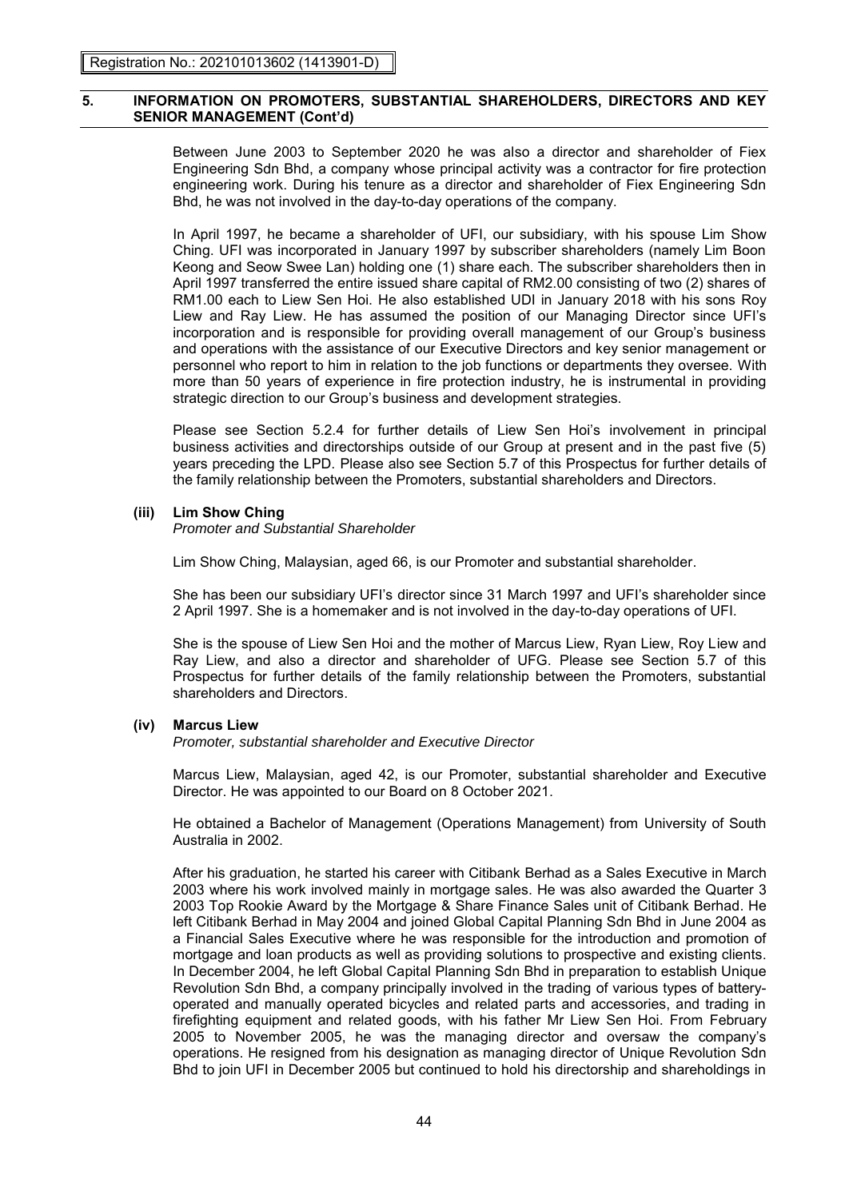Between June 2003 to September 2020 he was also a director and shareholder of Fiex Engineering Sdn Bhd, a company whose principal activity was a contractor for fire protection engineering work. During his tenure as a director and shareholder of Fiex Engineering Sdn Bhd, he was not involved in the day-to-day operations of the company.

In April 1997, he became a shareholder of UFI, our subsidiary, with his spouse Lim Show Ching. UFI was incorporated in January 1997 by subscriber shareholders (namely Lim Boon Keong and Seow Swee Lan) holding one (1) share each. The subscriber shareholders then in April 1997 transferred the entire issued share capital of RM2.00 consisting of two (2) shares of RM1.00 each to Liew Sen Hoi. He also established UDI in January 2018 with his sons Roy Liew and Ray Liew. He has assumed the position of our Managing Director since UFI's incorporation and is responsible for providing overall management of our Group's business and operations with the assistance of our Executive Directors and key senior management or personnel who report to him in relation to the job functions or departments they oversee. With more than 50 years of experience in fire protection industry, he is instrumental in providing strategic direction to our Group's business and development strategies.

Please see Section 5.2.4 for further details of Liew Sen Hoi's involvement in principal business activities and directorships outside of our Group at present and in the past five (5) years preceding the LPD. Please also see Section 5.7 of this Prospectus for further details of the family relationship between the Promoters, substantial shareholders and Directors.

**(iii) Lim Show Ching**

*Promoter and Substantial Shareholder*

Lim Show Ching, Malaysian, aged 66, is our Promoter and substantial shareholder.

She has been our subsidiary UFI's director since 31 March 1997 and UFI's shareholder since 2 April 1997. She is a homemaker and is not involved in the day-to-day operations of UFI.

She is the spouse of Liew Sen Hoi and the mother of Marcus Liew, Ryan Liew, Roy Liew and Ray Liew, and also a director and shareholder of UFG. Please see Section 5.7 of this Prospectus for further details of the family relationship between the Promoters, substantial shareholders and Directors.

**(iv) Marcus Liew**

*Promoter, substantial shareholder and Executive Director*

Marcus Liew, Malaysian, aged 42, is our Promoter, substantial shareholder and Executive Director. He was appointed to our Board on 8 October 2021.

He obtained a Bachelor of Management (Operations Management) from University of South Australia in 2002.

After his graduation, he started his career with Citibank Berhad as a Sales Executive in March 2003 where his work involved mainly in mortgage sales. He was also awarded the Quarter 3 2003 Top Rookie Award by the Mortgage & Share Finance Sales unit of Citibank Berhad. He left Citibank Berhad in May 2004 and joined Global Capital Planning Sdn Bhd in June 2004 as a Financial Sales Executive where he was responsible for the introduction and promotion of mortgage and loan products as well as providing solutions to prospective and existing clients. In December 2004, he left Global Capital Planning Sdn Bhd in preparation to establish Unique Revolution Sdn Bhd, a company principally involved in the trading of various types of battery-operated and manually operated bicycles and related parts and accessories, and trading in firefighting equipment and related goods, with his father Mr Liew Sen Hoi. From February 2005 to November 2005, he was the managing director and oversaw the company's operations. He resigned from his designation as managing director of Unique Revolution Sdn Bhd to join UFI in December 2005 but continued to hold his directorship and shareholdings in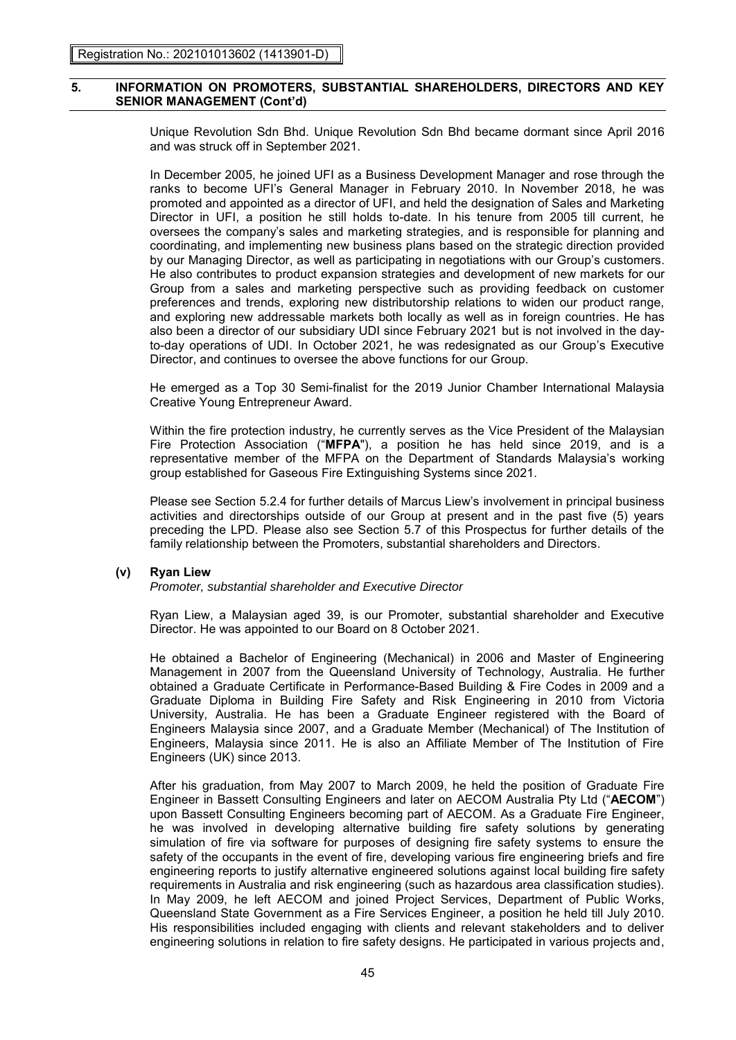Unique Revolution Sdn Bhd. Unique Revolution Sdn Bhd became dormant since April 2016 and was struck off in September 2021.

In December 2005, he joined UFI as a Business Development Manager and rose through the ranks to become UFI's General Manager in February 2010. In November 2018, he was promoted and appointed as a director of UFI, and held the designation of Sales and Marketing Director in UFI, a position he still holds to-date. In his tenure from 2005 till current, he oversees the company's sales and marketing strategies, and is responsible for planning and coordinating, and implementing new business plans based on the strategic direction provided by our Managing Director, as well as participating in negotiations with our Group's customers. He also contributes to product expansion strategies and development of new markets for our Group from a sales and marketing perspective such as providing feedback on customer preferences and trends, exploring new distributorship relations to widen our product range, and exploring new addressable markets both locally as well as in foreign countries. He has also been a director of our subsidiary UDI since February 2021 but is not involved in the day-to-day operations of UDI. In October 2021, he was redesignated as our Group's Executive Director, and continues to oversee the above functions for our Group.

He emerged as a Top 30 Semi-finalist for the 2019 Junior Chamber International Malaysia Creative Young Entrepreneur Award.

Within the fire protection industry, he currently serves as the Vice President of the Malaysian Fire Protection Association ("**MFPA**"), a position he has held since 2019, and is a representative member of the MFPA on the Department of Standards Malaysia's working group established for Gaseous Fire Extinguishing Systems since 2021.

Please see Section 5.2.4 for further details of Marcus Liew's involvement in principal business activities and directorships outside of our Group at present and in the past five (5) years preceding the LPD. Please also see Section 5.7 of this Prospectus for further details of the family relationship between the Promoters, substantial shareholders and Directors.

#### (v) Ryan Liew

*Promoter, substantial shareholder and Executive Director*

Ryan Liew, a Malaysian aged 39, is our Promoter, substantial shareholder and Executive Director. He was appointed to our Board on 8 October 2021.

He obtained a Bachelor of Engineering (Mechanical) in 2006 and Master of Engineering Management in 2007 from the Queensland University of Technology, Australia. He further obtained a Graduate Certificate in Performance-Based Building & Fire Codes in 2009 and a Graduate Diploma in Building Fire Safety and Risk Engineering in 2010 from Victoria University, Australia. He has been a Graduate Engineer registered with the Board of Engineers Malaysia since 2007, and a Graduate Member (Mechanical) of The Institution of Engineers, Malaysia since 2011. He is also an Affiliate Member of The Institution of Fire Engineers (UK) since 2013.

After his graduation, from May 2007 to March 2009, he held the position of Graduate Fire Engineer in Bassett Consulting Engineers and later on AECOM Australia Pty Ltd ("**AECOM**") upon Bassett Consulting Engineers becoming part of AECOM. As a Graduate Fire Engineer, he was involved in developing alternative building fire safety solutions by generating simulation of fire via software for purposes of designing fire safety systems to ensure the safety of the occupants in the event of fire, developing various fire engineering briefs and fire engineering reports to justify alternative engineered solutions against local building fire safety requirements in Australia and risk engineering (such as hazardous area classification studies). In May 2009, he left AECOM and joined Project Services, Department of Public Works, Queensland State Government as a Fire Services Engineer, a position he held till July 2010. His responsibilities included engaging with clients and relevant stakeholders and to deliver engineering solutions in relation to fire safety designs. He participated in various projects and,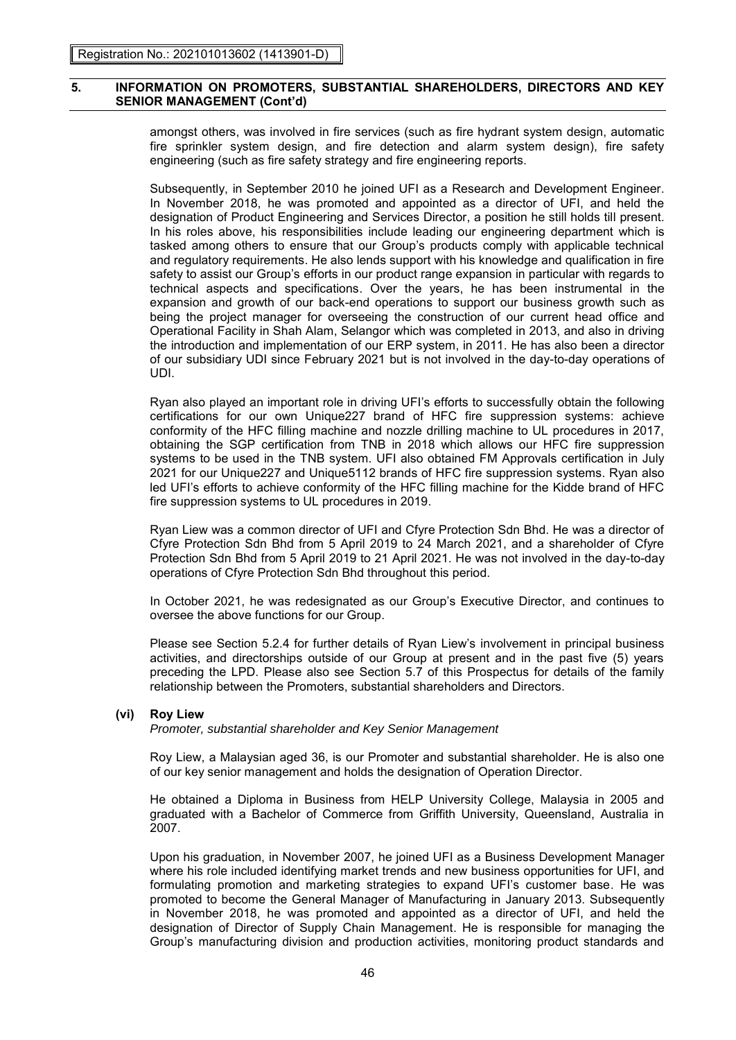amongst others, was involved in fire services (such as fire hydrant system design, automatic fire sprinkler system design, and fire detection and alarm system design), fire safety engineering (such as fire safety strategy and fire engineering reports.

Subsequently, in September 2010 he joined UFI as a Research and Development Engineer. In November 2018, he was promoted and appointed as a director of UFI, and held the designation of Product Engineering and Services Director, a position he still holds till present. In his roles above, his responsibilities include leading our engineering department which is tasked among others to ensure that our Group's products comply with applicable technical and regulatory requirements. He also lends support with his knowledge and qualification in fire safety to assist our Group's efforts in our product range expansion in particular with regards to technical aspects and specifications. Over the years, he has been instrumental in the expansion and growth of our back-end operations to support our business growth such as being the project manager for overseeing the construction of our current head office and Operational Facility in Shah Alam, Selangor which was completed in 2013, and also in driving the introduction and implementation of our ERP system, in 2011. He has also been a director of our subsidiary UDI since February 2021 but is not involved in the day-to-day operations of UDI.

Ryan also played an important role in driving UFI's efforts to successfully obtain the following certifications for our own Unique227 brand of HFC fire suppression systems: achieve conformity of the HFC filling machine and nozzle drilling machine to UL procedures in 2017, obtaining the SGP certification from TNB in 2018 which allows our HFC fire suppression systems to be used in the TNB system. UFI also obtained FM Approvals certification in July 2021 for our Unique227 and Unique5112 brands of HFC fire suppression systems. Ryan also led UFI's efforts to achieve conformity of the HFC filling machine for the Kidde brand of HFC fire suppression systems to UL procedures in 2019.

Ryan Liew was a common director of UFI and Cfyre Protection Sdn Bhd. He was a director of Cfyre Protection Sdn Bhd from 5 April 2019 to 24 March 2021, and a shareholder of Cfyre Protection Sdn Bhd from 5 April 2019 to 21 April 2021. He was not involved in the day-to-day operations of Cfyre Protection Sdn Bhd throughout this period.

In October 2021, he was redesignated as our Group's Executive Director, and continues to oversee the above functions for our Group.

Please see Section 5.2.4 for further details of Ryan Liew's involvement in principal business activities, and directorships outside of our Group at present and in the past five (5) years preceding the LPD. Please also see Section 5.7 of this Prospectus for details of the family relationship between the Promoters, substantial shareholders and Directors.

**(vi) Roy Liew**

*Promoter, substantial shareholder and Key Senior Management*

Roy Liew, a Malaysian aged 36, is our Promoter and substantial shareholder. He is also one of our key senior management and holds the designation of Operation Director.

He obtained a Diploma in Business from HELP University College, Malaysia in 2005 and graduated with a Bachelor of Commerce from Griffith University, Queensland, Australia in 2007.

Upon his graduation, in November 2007, he joined UFI as a Business Development Manager where his role included identifying market trends and new business opportunities for UFI, and formulating promotion and marketing strategies to expand UFI's customer base. He was promoted to become the General Manager of Manufacturing in January 2013. Subsequently in November 2018, he was promoted and appointed as a director of UFI, and held the designation of Director of Supply Chain Management. He is responsible for managing the Group's manufacturing division and production activities, monitoring product standards and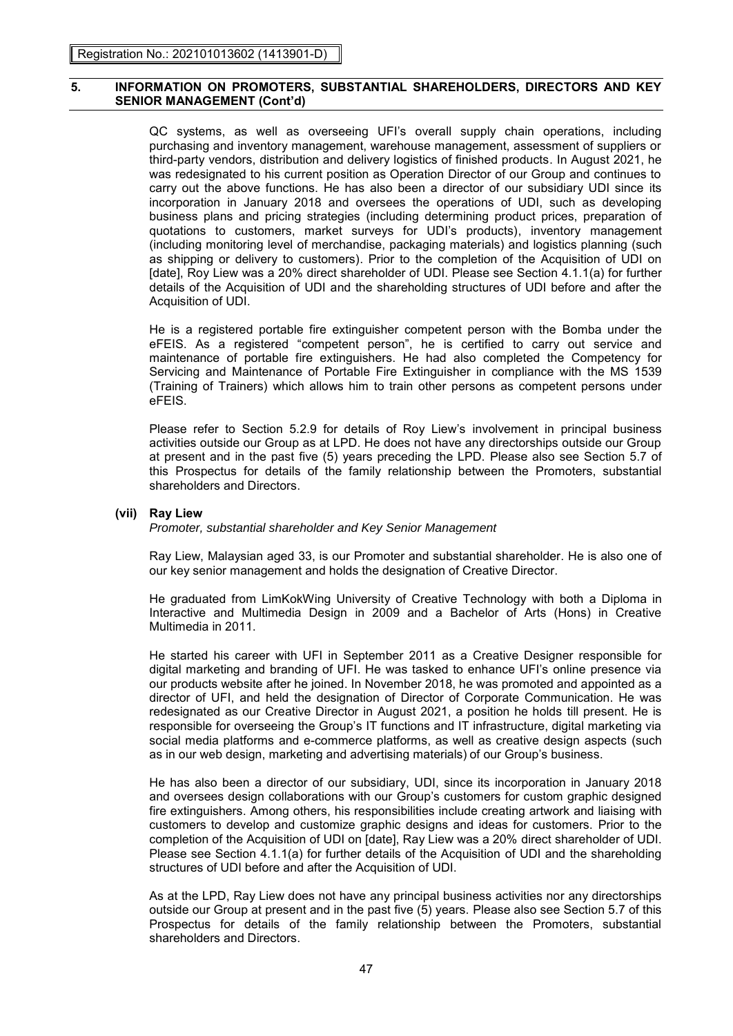QC systems, as well as overseeing UFI's overall supply chain operations, including purchasing and inventory management, warehouse management, assessment of suppliers or third-party vendors, distribution and delivery logistics of finished products. In August 2021, he was redesignated to his current position as Operation Director of our Group and continues to carry out the above functions. He has also been a director of our subsidiary UDI since its incorporation in January 2018 and oversees the operations of UDI, such as developing business plans and pricing strategies (including determining product prices, preparation of quotations to customers, market surveys for UDI's products), inventory management (including monitoring level of merchandise, packaging materials) and logistics planning (such as shipping or delivery to customers). Prior to the completion of the Acquisition of UDI on [date], Roy Liew was a 20% direct shareholder of UDI. Please see Section 4.1.1(a) for further details of the Acquisition of UDI and the shareholding structures of UDI before and after the Acquisition of UDI.

He is a registered portable fire extinguisher competent person with the Bomba under the eFEIS. As a registered "competent person", he is certified to carry out service and maintenance of portable fire extinguishers. He had also completed the Competency for Servicing and Maintenance of Portable Fire Extinguisher in compliance with the MS 1539 (Training of Trainers) which allows him to train other persons as competent persons under eFEIS.

Please refer to Section 5.2.9 for details of Roy Liew's involvement in principal business activities outside our Group as at LPD. He does not have any directorships outside our Group at present and in the past five (5) years preceding the LPD. Please also see Section 5.7 of this Prospectus for details of the family relationship between the Promoters, substantial shareholders and Directors.

**(vii) Ray Liew**

*Promoter, substantial shareholder and Key Senior Management*

Ray Liew, Malaysian aged 33, is our Promoter and substantial shareholder. He is also one of our key senior management and holds the designation of Creative Director.

He graduated from LimKokWing University of Creative Technology with both a Diploma in Interactive and Multimedia Design in 2009 and a Bachelor of Arts (Hons) in Creative Multimedia in 2011.

He started his career with UFI in September 2011 as a Creative Designer responsible for digital marketing and branding of UFI. He was tasked to enhance UFI's online presence via our products website after he joined. In November 2018, he was promoted and appointed as a director of UFI, and held the designation of Director of Corporate Communication. He was redesignated as our Creative Director in August 2021, a position he holds till present. He is responsible for overseeing the Group's IT functions and IT infrastructure, digital marketing via social media platforms and e-commerce platforms, as well as creative design aspects (such as in our web design, marketing and advertising materials) of our Group's business.

He has also been a director of our subsidiary, UDI, since its incorporation in January 2018 and oversees design collaborations with our Group's customers for custom graphic designed fire extinguishers. Among others, his responsibilities include creating artwork and liaising with customers to develop and customize graphic designs and ideas for customers. Prior to the completion of the Acquisition of UDI on [date], Ray Liew was a 20% direct shareholder of UDI. Please see Section 4.1.1(a) for further details of the Acquisition of UDI and the shareholding structures of UDI before and after the Acquisition of UDI.

As at the LPD, Ray Liew does not have any principal business activities nor any directorships outside our Group at present and in the past five (5) years. Please also see Section 5.7 of this Prospectus for details of the family relationship between the Promoters, substantial shareholders and Directors.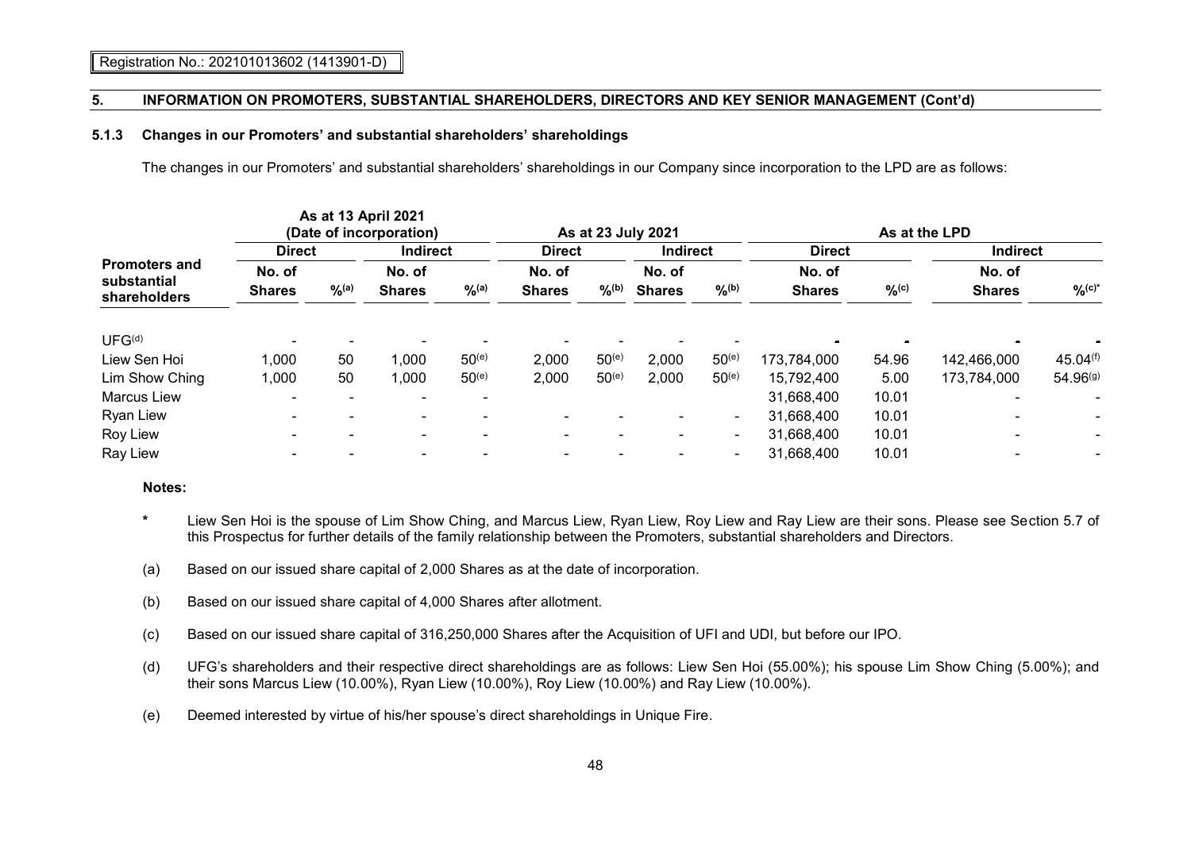Registration No.: 202101013602 (1413901-D)

## 5. INFORMATION ON PROMOTERS, SUBSTANTIAL SHAREHOLDERS, DIRECTORS AND KEY SENIOR MANAGEMENT (Cont'd)

### 5.1.3 Changes in our Promoters' and substantial shareholders' shareholdings

The changes in our Promoters' and substantial shareholders' shareholdings in our Company since incorporation to the LPD are as follows:

| Promoters and substantial shareholders | As at 13 April 2021 (Date of incorporation) | | | | As at 23 July 2021 | | | | As at the LPD | | | |
|---|---|---|---|---|---|---|---|---|---|---|---|---|
| | Direct | | Indirect | | Direct | | Indirect | | Direct | | Indirect | |
| | No. of Shares | %(a) | No. of Shares | %(a) | No. of Shares | %(b) | No. of Shares | %(b) | No. of Shares | %(c) | No. of Shares | %(c)* |
| UFG(d) | - | - | - | - | - | - | - | - | - | - | - | - |
| Liew Sen Hoi | 1,000 | 50 | 1,000 | 50(e) | 2,000 | 50(e) | 2,000 | 50(e) | 173,784,000 | 54.96 | 142,466,000 | 45.04(f) |
| Lim Show Ching | 1,000 | 50 | 1,000 | 50(e) | 2,000 | 50(e) | 2,000 | 50(e) | 15,792,400 | 5.00 | 173,784,000 | 54.96(g) |
| Marcus Liew | - | - | - | - | | | | | 31,668,400 | 10.01 | - | - |
| Ryan Liew | - | - | - | - | - | - | - | - | 31,668,400 | 10.01 | - | - |
| Roy Liew | - | - | - | - | - | - | - | - | 31,668,400 | 10.01 | - | - |
| Ray Liew | - | - | - | - | - | - | - | - | 31,668,400 | 10.01 | - | - |

**Notes:**

\* Liew Sen Hoi is the spouse of Lim Show Ching, and Marcus Liew, Ryan Liew, Roy Liew and Ray Liew are their sons. Please see Section 5.7 of this Prospectus for further details of the family relationship between the Promoters, substantial shareholders and Directors.

(a) Based on our issued share capital of 2,000 Shares as at the date of incorporation.

(b) Based on our issued share capital of 4,000 Shares after allotment.

(c) Based on our issued share capital of 316,250,000 Shares after the Acquisition of UFI and UDI, but before our IPO.

(d) UFG's shareholders and their respective direct shareholdings are as follows: Liew Sen Hoi (55.00%); his spouse Lim Show Ching (5.00%); and their sons Marcus Liew (10.00%), Ryan Liew (10.00%), Roy Liew (10.00%) and Ray Liew (10.00%).

(e) Deemed interested by virtue of his/her spouse's direct shareholdings in Unique Fire.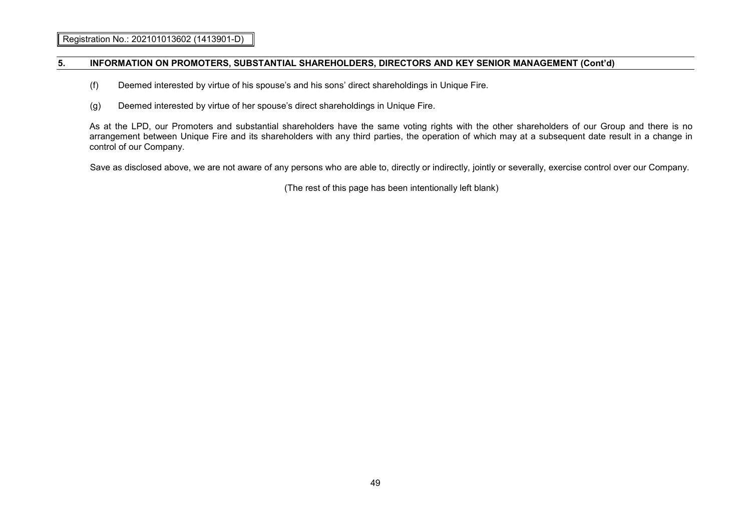## 5. INFORMATION ON PROMOTERS, SUBSTANTIAL SHAREHOLDERS, DIRECTORS AND KEY SENIOR MANAGEMENT (Cont'd)

(f) Deemed interested by virtue of his spouse's and his sons' direct shareholdings in Unique Fire.

(g) Deemed interested by virtue of her spouse's direct shareholdings in Unique Fire.

As at the LPD, our Promoters and substantial shareholders have the same voting rights with the other shareholders of our Group and there is no arrangement between Unique Fire and its shareholders with any third parties, the operation of which may at a subsequent date result in a change in control of our Company.

Save as disclosed above, we are not aware of any persons who are able to, directly or indirectly, jointly or severally, exercise control over our Company.

(The rest of this page has been intentionally left blank)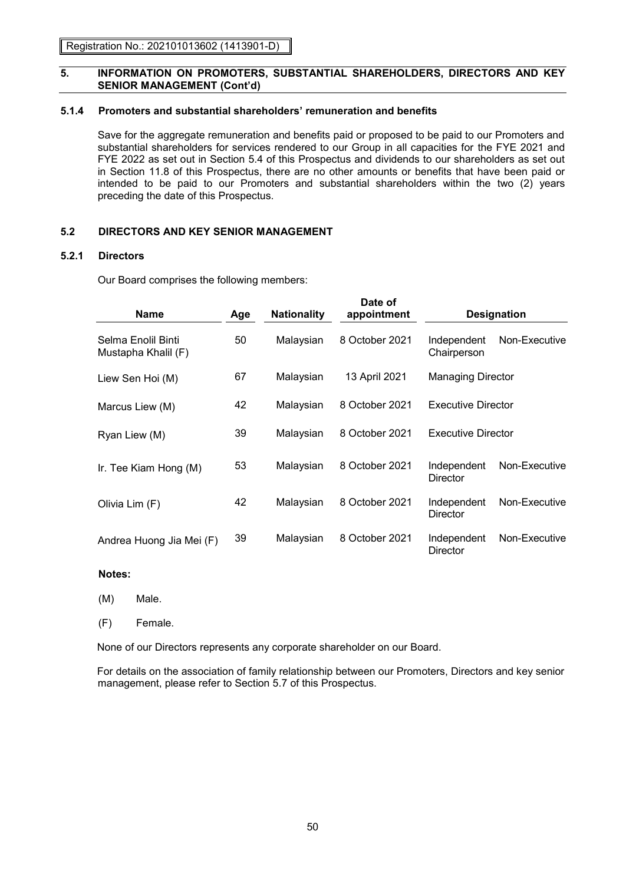Registration No.: 202101013602 (1413901-D)

## 5. INFORMATION ON PROMOTERS, SUBSTANTIAL SHAREHOLDERS, DIRECTORS AND KEY SENIOR MANAGEMENT (Cont'd)

### 5.1.4 Promoters and substantial shareholders' remuneration and benefits

Save for the aggregate remuneration and benefits paid or proposed to be paid to our Promoters and substantial shareholders for services rendered to our Group in all capacities for the FYE 2021 and FYE 2022 as set out in Section 5.4 of this Prospectus and dividends to our shareholders as set out in Section 11.8 of this Prospectus, there are no other amounts or benefits that have been paid or intended to be paid to our Promoters and substantial shareholders within the two (2) years preceding the date of this Prospectus.

## 5.2 DIRECTORS AND KEY SENIOR MANAGEMENT

### 5.2.1 Directors

Our Board comprises the following members:

| Name | Age | Nationality | Date of appointment | Designation |
|---|---|---|---|---|
| Selma Enolil Binti Mustapha Khalil (F) | 50 | Malaysian | 8 October 2021 | Independent Non-Executive Chairperson |
| Liew Sen Hoi (M) | 67 | Malaysian | 13 April 2021 | Managing Director |
| Marcus Liew (M) | 42 | Malaysian | 8 October 2021 | Executive Director |
| Ryan Liew (M) | 39 | Malaysian | 8 October 2021 | Executive Director |
| Ir. Tee Kiam Hong (M) | 53 | Malaysian | 8 October 2021 | Independent Non-Executive Director |
| Olivia Lim (F) | 42 | Malaysian | 8 October 2021 | Independent Non-Executive Director |
| Andrea Huong Jia Mei (F) | 39 | Malaysian | 8 October 2021 | Independent Non-Executive Director |

**Notes:**

(M) Male.

(F) Female.

None of our Directors represents any corporate shareholder on our Board.

For details on the association of family relationship between our Promoters, Directors and key senior management, please refer to Section 5.7 of this Prospectus.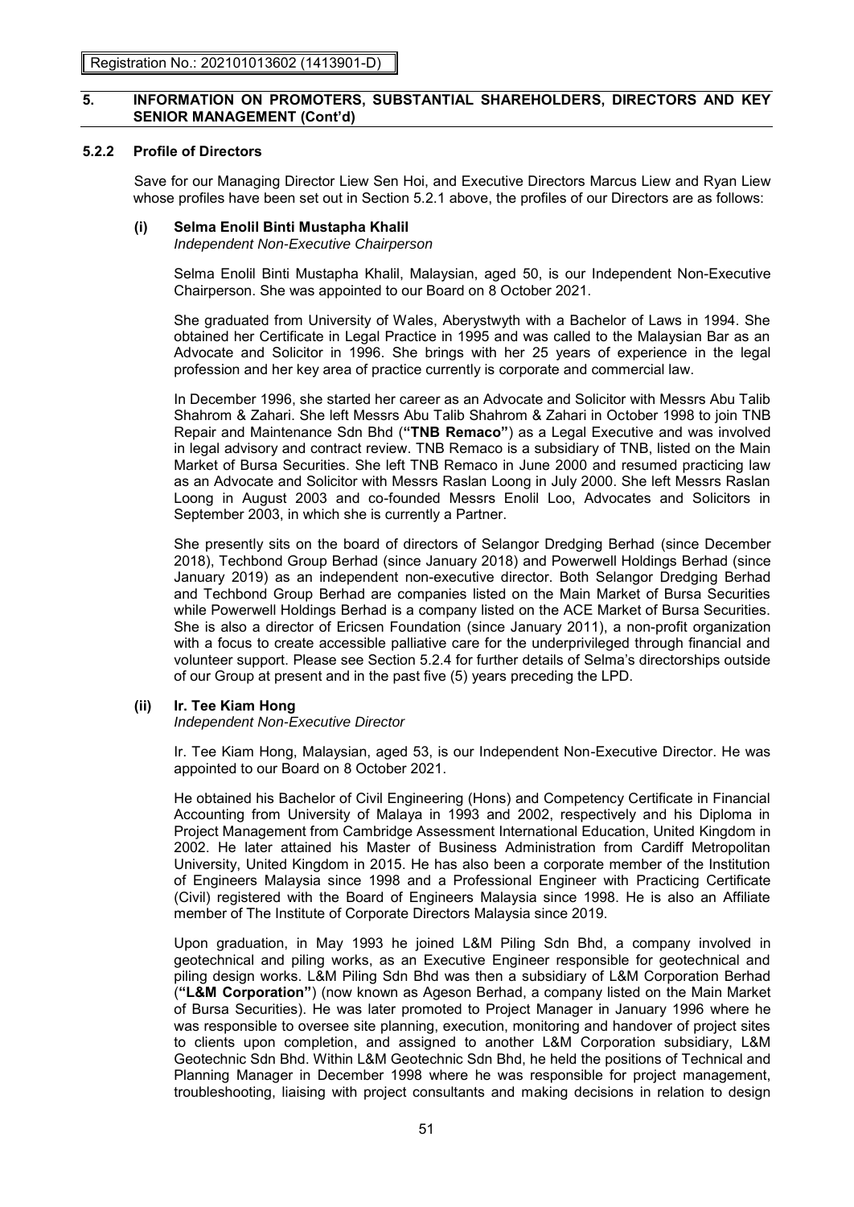## 5. INFORMATION ON PROMOTERS, SUBSTANTIAL SHAREHOLDERS, DIRECTORS AND KEY SENIOR MANAGEMENT (Cont'd)

### 5.2.2 Profile of Directors

Save for our Managing Director Liew Sen Hoi, and Executive Directors Marcus Liew and Ryan Liew whose profiles have been set out in Section 5.2.1 above, the profiles of our Directors are as follows:

**(i) Selma Enolil Binti Mustapha Khalil**
*Independent Non-Executive Chairperson*

Selma Enolil Binti Mustapha Khalil, Malaysian, aged 50, is our Independent Non-Executive Chairperson. She was appointed to our Board on 8 October 2021.

She graduated from University of Wales, Aberystwyth with a Bachelor of Laws in 1994. She obtained her Certificate in Legal Practice in 1995 and was called to the Malaysian Bar as an Advocate and Solicitor in 1996. She brings with her 25 years of experience in the legal profession and her key area of practice currently is corporate and commercial law.

In December 1996, she started her career as an Advocate and Solicitor with Messrs Abu Talib Shahrom & Zahari. She left Messrs Abu Talib Shahrom & Zahari in October 1998 to join TNB Repair and Maintenance Sdn Bhd (**"TNB Remaco"**) as a Legal Executive and was involved in legal advisory and contract review. TNB Remaco is a subsidiary of TNB, listed on the Main Market of Bursa Securities. She left TNB Remaco in June 2000 and resumed practicing law as an Advocate and Solicitor with Messrs Raslan Loong in July 2000. She left Messrs Raslan Loong in August 2003 and co-founded Messrs Enolil Loo, Advocates and Solicitors in September 2003, in which she is currently a Partner.

She presently sits on the board of directors of Selangor Dredging Berhad (since December 2018), Techbond Group Berhad (since January 2018) and Powerwell Holdings Berhad (since January 2019) as an independent non-executive director. Both Selangor Dredging Berhad and Techbond Group Berhad are companies listed on the Main Market of Bursa Securities while Powerwell Holdings Berhad is a company listed on the ACE Market of Bursa Securities. She is also a director of Ericsen Foundation (since January 2011), a non-profit organization with a focus to create accessible palliative care for the underprivileged through financial and volunteer support. Please see Section 5.2.4 for further details of Selma's directorships outside of our Group at present and in the past five (5) years preceding the LPD.

**(ii) Ir. Tee Kiam Hong**
*Independent Non-Executive Director*

Ir. Tee Kiam Hong, Malaysian, aged 53, is our Independent Non-Executive Director. He was appointed to our Board on 8 October 2021.

He obtained his Bachelor of Civil Engineering (Hons) and Competency Certificate in Financial Accounting from University of Malaya in 1993 and 2002, respectively and his Diploma in Project Management from Cambridge Assessment International Education, United Kingdom in 2002. He later attained his Master of Business Administration from Cardiff Metropolitan University, United Kingdom in 2015. He has also been a corporate member of the Institution of Engineers Malaysia since 1998 and a Professional Engineer with Practicing Certificate (Civil) registered with the Board of Engineers Malaysia since 1998. He is also an Affiliate member of The Institute of Corporate Directors Malaysia since 2019.

Upon graduation, in May 1993 he joined L&M Piling Sdn Bhd, a company involved in geotechnical and piling works, as an Executive Engineer responsible for geotechnical and piling design works. L&M Piling Sdn Bhd was then a subsidiary of L&M Corporation Berhad (**"L&M Corporation"**) (now known as Ageson Berhad, a company listed on the Main Market of Bursa Securities). He was later promoted to Project Manager in January 1996 where he was responsible to oversee site planning, execution, monitoring and handover of project sites to clients upon completion, and assigned to another L&M Corporation subsidiary, L&M Geotechnic Sdn Bhd. Within L&M Geotechnic Sdn Bhd, he held the positions of Technical and Planning Manager in December 1998 where he was responsible for project management, troubleshooting, liaising with project consultants and making decisions in relation to design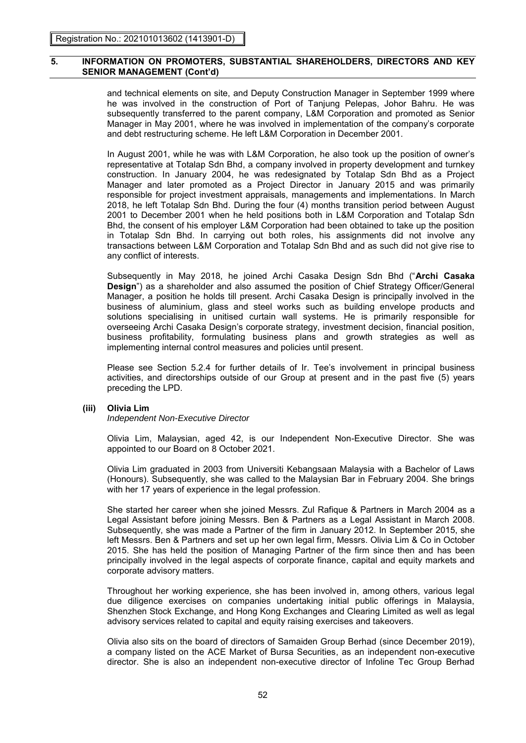and technical elements on site, and Deputy Construction Manager in September 1999 where he was involved in the construction of Port of Tanjung Pelepas, Johor Bahru. He was subsequently transferred to the parent company, L&M Corporation and promoted as Senior Manager in May 2001, where he was involved in implementation of the company's corporate and debt restructuring scheme. He left L&M Corporation in December 2001.

In August 2001, while he was with L&M Corporation, he also took up the position of owner's representative at Totalap Sdn Bhd, a company involved in property development and turnkey construction. In January 2004, he was redesignated by Totalap Sdn Bhd as a Project Manager and later promoted as a Project Director in January 2015 and was primarily responsible for project investment appraisals, managements and implementations. In March 2018, he left Totalap Sdn Bhd. During the four (4) months transition period between August 2001 to December 2001 when he held positions both in L&M Corporation and Totalap Sdn Bhd, the consent of his employer L&M Corporation had been obtained to take up the position in Totalap Sdn Bhd. In carrying out both roles, his assignments did not involve any transactions between L&M Corporation and Totalap Sdn Bhd and as such did not give rise to any conflict of interests.

Subsequently in May 2018, he joined Archi Casaka Design Sdn Bhd ("**Archi Casaka Design**") as a shareholder and also assumed the position of Chief Strategy Officer/General Manager, a position he holds till present. Archi Casaka Design is principally involved in the business of aluminium, glass and steel works such as building envelope products and solutions specialising in unitised curtain wall systems. He is primarily responsible for overseeing Archi Casaka Design's corporate strategy, investment decision, financial position, business profitability, formulating business plans and growth strategies as well as implementing internal control measures and policies until present.

Please see Section 5.2.4 for further details of Ir. Tee's involvement in principal business activities, and directorships outside of our Group at present and in the past five (5) years preceding the LPD.

**(iii) Olivia Lim**

*Independent Non-Executive Director*

Olivia Lim, Malaysian, aged 42, is our Independent Non-Executive Director. She was appointed to our Board on 8 October 2021.

Olivia Lim graduated in 2003 from Universiti Kebangsaan Malaysia with a Bachelor of Laws (Honours). Subsequently, she was called to the Malaysian Bar in February 2004. She brings with her 17 years of experience in the legal profession.

She started her career when she joined Messrs. Zul Rafique & Partners in March 2004 as a Legal Assistant before joining Messrs. Ben & Partners as a Legal Assistant in March 2008. Subsequently, she was made a Partner of the firm in January 2012. In September 2015, she left Messrs. Ben & Partners and set up her own legal firm, Messrs. Olivia Lim & Co in October 2015. She has held the position of Managing Partner of the firm since then and has been principally involved in the legal aspects of corporate finance, capital and equity markets and corporate advisory matters.

Throughout her working experience, she has been involved in, among others, various legal due diligence exercises on companies undertaking initial public offerings in Malaysia, Shenzhen Stock Exchange, and Hong Kong Exchanges and Clearing Limited as well as legal advisory services related to capital and equity raising exercises and takeovers.

Olivia also sits on the board of directors of Samaiden Group Berhad (since December 2019), a company listed on the ACE Market of Bursa Securities, as an independent non-executive director. She is also an independent non-executive director of Infoline Tec Group Berhad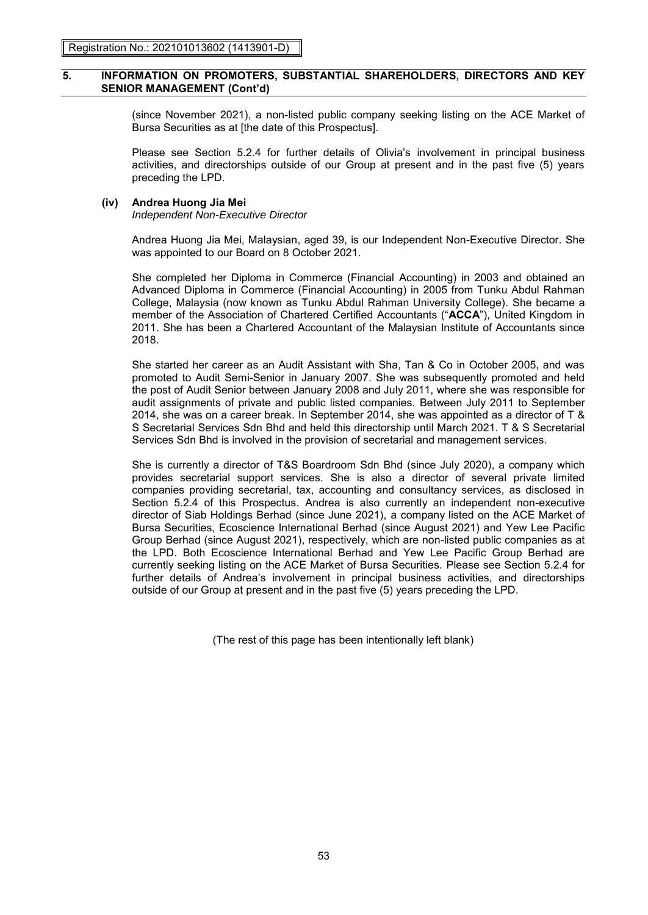(since November 2021), a non-listed public company seeking listing on the ACE Market of Bursa Securities as at [the date of this Prospectus].

Please see Section 5.2.4 for further details of Olivia's involvement in principal business activities, and directorships outside of our Group at present and in the past five (5) years preceding the LPD.

**(iv) Andrea Huong Jia Mei**
*Independent Non-Executive Director*

Andrea Huong Jia Mei, Malaysian, aged 39, is our Independent Non-Executive Director. She was appointed to our Board on 8 October 2021.

She completed her Diploma in Commerce (Financial Accounting) in 2003 and obtained an Advanced Diploma in Commerce (Financial Accounting) in 2005 from Tunku Abdul Rahman College, Malaysia (now known as Tunku Abdul Rahman University College). She became a member of the Association of Chartered Certified Accountants ("**ACCA**"), United Kingdom in 2011. She has been a Chartered Accountant of the Malaysian Institute of Accountants since 2018.

She started her career as an Audit Assistant with Sha, Tan & Co in October 2005, and was promoted to Audit Semi-Senior in January 2007. She was subsequently promoted and held the post of Audit Senior between January 2008 and July 2011, where she was responsible for audit assignments of private and public listed companies. Between July 2011 to September 2014, she was on a career break. In September 2014, she was appointed as a director of T & S Secretarial Services Sdn Bhd and held this directorship until March 2021. T & S Secretarial Services Sdn Bhd is involved in the provision of secretarial and management services.

She is currently a director of T&S Boardroom Sdn Bhd (since July 2020), a company which provides secretarial support services. She is also a director of several private limited companies providing secretarial, tax, accounting and consultancy services, as disclosed in Section 5.2.4 of this Prospectus. Andrea is also currently an independent non-executive director of Siab Holdings Berhad (since June 2021), a company listed on the ACE Market of Bursa Securities, Ecoscience International Berhad (since August 2021) and Yew Lee Pacific Group Berhad (since August 2021), respectively, which are non-listed public companies as at the LPD. Both Ecoscience International Berhad and Yew Lee Pacific Group Berhad are currently seeking listing on the ACE Market of Bursa Securities. Please see Section 5.2.4 for further details of Andrea's involvement in principal business activities, and directorships outside of our Group at present and in the past five (5) years preceding the LPD.

(The rest of this page has been intentionally left blank)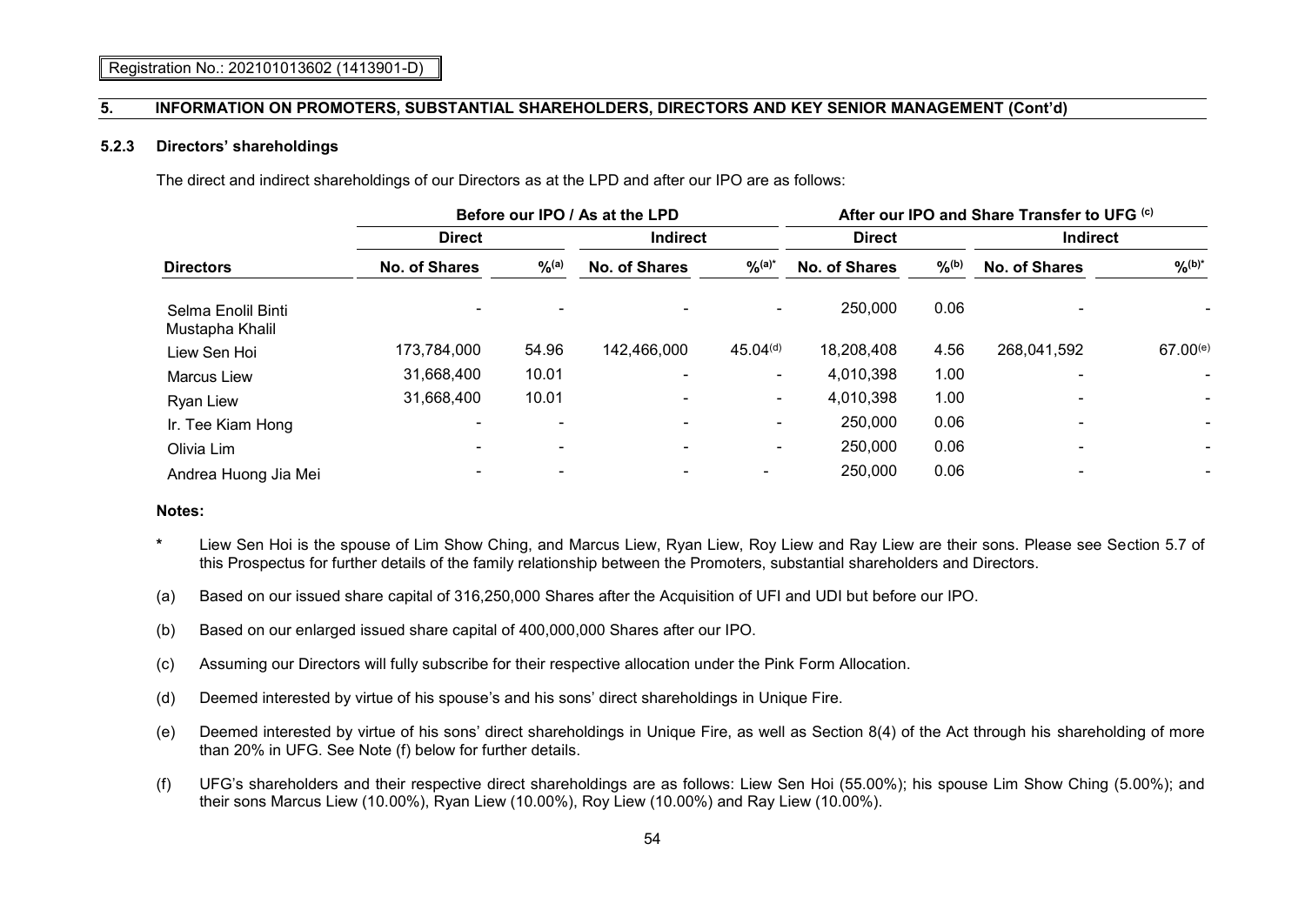Registration No.: 202101013602 (1413901-D)

## 5. INFORMATION ON PROMOTERS, SUBSTANTIAL SHAREHOLDERS, DIRECTORS AND KEY SENIOR MANAGEMENT (Cont'd)

### 5.2.3 Directors' shareholdings

The direct and indirect shareholdings of our Directors as at the LPD and after our IPO are as follows:

| | Before our IPO / As at the LPD | | | | After our IPO and Share Transfer to UFG [(c)] | | | |
|---|---|---|---|---|---|---|---|---|
| | Direct | | Indirect | | Direct | | Indirect | |
| Directors | No. of Shares | %[(a)] | No. of Shares | %[(a)*] | No. of Shares | %[(b)] | No. of Shares | %[(b)*] |
| Selma Enolil Binti Mustapha Khalil | - | - | - | - | 250,000 | 0.06 | - | - |
| Liew Sen Hoi | 173,784,000 | 54.96 | 142,466,000 | 45.04[(d)] | 18,208,408 | 4.56 | 268,041,592 | 67.00[(e)] |
| Marcus Liew | 31,668,400 | 10.01 | - | - | 4,010,398 | 1.00 | - | - |
| Ryan Liew | 31,668,400 | 10.01 | - | - | 4,010,398 | 1.00 | - | - |
| Ir. Tee Kiam Hong | - | - | - | - | 250,000 | 0.06 | - | - |
| Olivia Lim | - | - | - | - | 250,000 | 0.06 | - | - |
| Andrea Huong Jia Mei | - | - | - | - | 250,000 | 0.06 | - | - |

**Notes:**

\* Liew Sen Hoi is the spouse of Lim Show Ching, and Marcus Liew, Ryan Liew, Roy Liew and Ray Liew are their sons. Please see Section 5.7 of this Prospectus for further details of the family relationship between the Promoters, substantial shareholders and Directors.

(a) Based on our issued share capital of 316,250,000 Shares after the Acquisition of UFI and UDI but before our IPO.

(b) Based on our enlarged issued share capital of 400,000,000 Shares after our IPO.

(c) Assuming our Directors will fully subscribe for their respective allocation under the Pink Form Allocation.

(d) Deemed interested by virtue of his spouse's and his sons' direct shareholdings in Unique Fire.

(e) Deemed interested by virtue of his sons' direct shareholdings in Unique Fire, as well as Section 8(4) of the Act through his shareholding of more than 20% in UFG. See Note (f) below for further details.

(f) UFG's shareholders and their respective direct shareholdings are as follows: Liew Sen Hoi (55.00%); his spouse Lim Show Ching (5.00%); and their sons Marcus Liew (10.00%), Ryan Liew (10.00%), Roy Liew (10.00%) and Ray Liew (10.00%).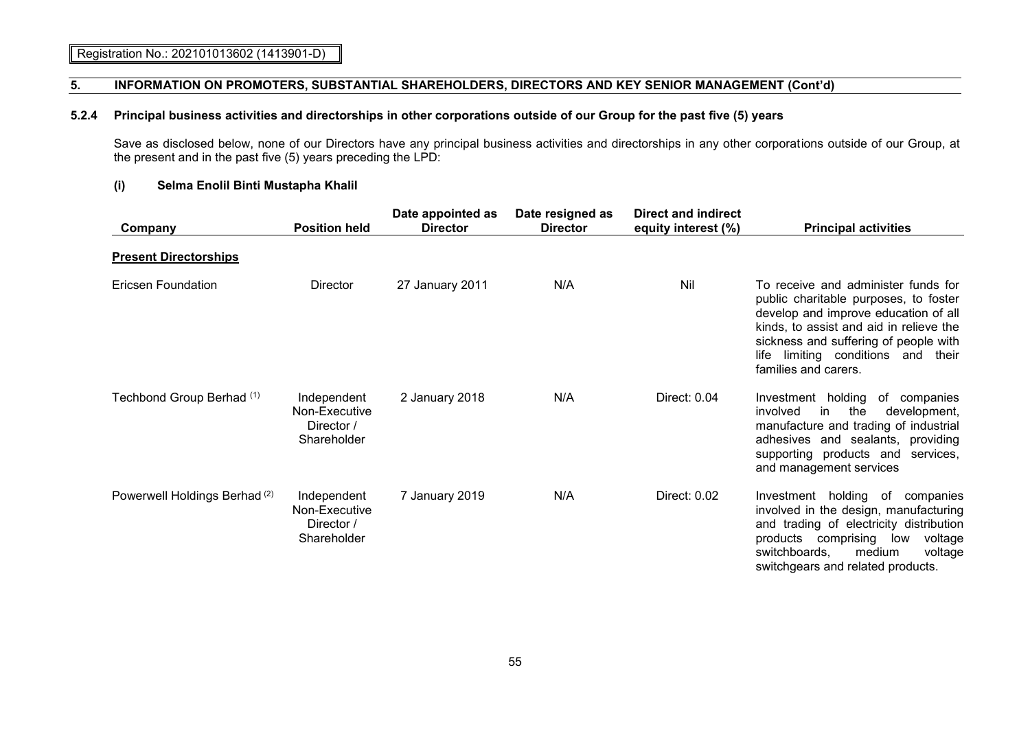Registration No.: 202101013602 (1413901-D)

## 5. INFORMATION ON PROMOTERS, SUBSTANTIAL SHAREHOLDERS, DIRECTORS AND KEY SENIOR MANAGEMENT (Cont'd)

### 5.2.4 Principal business activities and directorships in other corporations outside of our Group for the past five (5) years

Save as disclosed below, none of our Directors have any principal business activities and directorships in any other corporations outside of our Group, at the present and in the past five (5) years preceding the LPD:

#### (i) Selma Enolil Binti Mustapha Khalil

| Company | Position held | Date appointed as Director | Date resigned as Director | Direct and indirect equity interest (%) | Principal activities |
|---|---|---|---|---|---|
| **Present Directorships** | | | | | |
| Ericsen Foundation | Director | 27 January 2011 | N/A | Nil | To receive and administer funds for public charitable purposes, to foster develop and improve education of all kinds, to assist and aid in relieve the sickness and suffering of people with life limiting conditions and their families and carers. |
| Techbond Group Berhad [(1)] | Independent Non-Executive Director / Shareholder | 2 January 2018 | N/A | Direct: 0.04 | Investment holding of companies involved in the development, manufacture and trading of industrial adhesives and sealants, providing supporting products and services, and management services |
| Powerwell Holdings Berhad [(2)] | Independent Non-Executive Director / Shareholder | 7 January 2019 | N/A | Direct: 0.02 | Investment holding of companies involved in the design, manufacturing and trading of electricity distribution products comprising low voltage switchboards, medium voltage switchgears and related products. |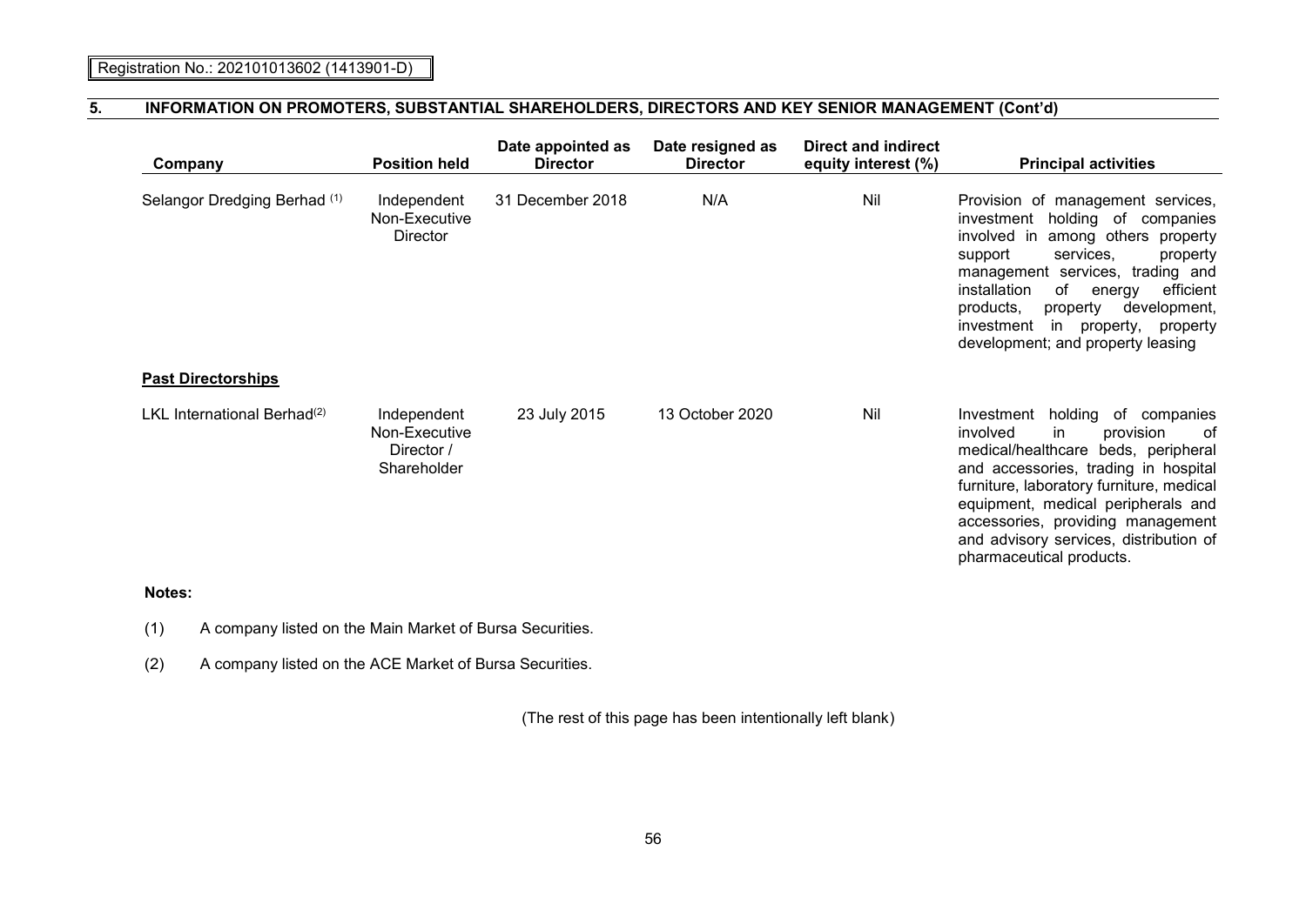Registration No.: 202101013602 (1413901-D)

## 5. INFORMATION ON PROMOTERS, SUBSTANTIAL SHAREHOLDERS, DIRECTORS AND KEY SENIOR MANAGEMENT (Cont'd)

| Company | Position held | Date appointed as Director | Date resigned as Director | Direct and indirect equity interest (%) | Principal activities |
|---|---|---|---|---|---|
| Selangor Dredging Berhad [1] | Independent Non-Executive Director | 31 December 2018 | N/A | Nil | Provision of management services, investment holding of companies involved in among others property support services, property management services, trading and installation of energy efficient products, property development, investment in property, property development; and property leasing |
| **Past Directorships** | | | | | |
| LKL International Berhad[2] | Independent Non-Executive Director / Shareholder | 23 July 2015 | 13 October 2020 | Nil | Investment holding of companies involved in provision of medical/healthcare beds, peripheral and accessories, trading in hospital furniture, laboratory furniture, medical equipment, medical peripherals and accessories, providing management and advisory services, distribution of pharmaceutical products. |

**Notes:**

(1) A company listed on the Main Market of Bursa Securities.

(2) A company listed on the ACE Market of Bursa Securities.

(The rest of this page has been intentionally left blank)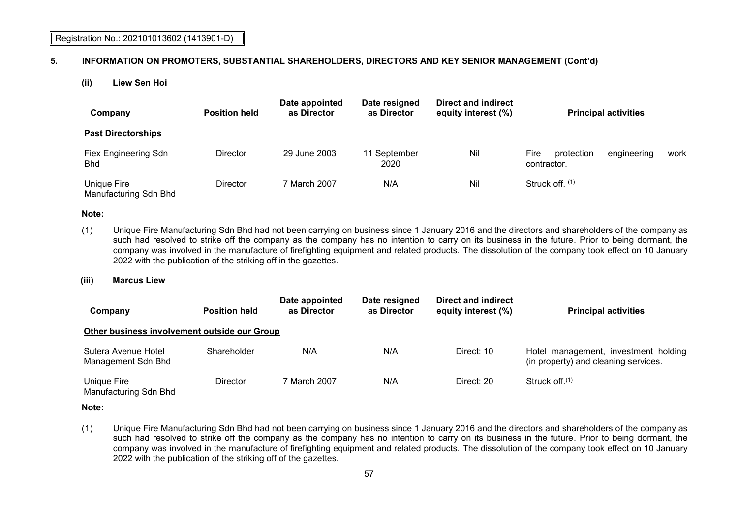## 5. INFORMATION ON PROMOTERS, SUBSTANTIAL SHAREHOLDERS, DIRECTORS AND KEY SENIOR MANAGEMENT (Cont'd)

### (ii) Liew Sen Hoi

| Company | Position held | Date appointed as Director | Date resigned as Director | Direct and indirect equity interest (%) | Principal activities |
|---|---|---|---|---|---|
| **Past Directorships** | | | | | |
| Fiex Engineering Sdn Bhd | Director | 29 June 2003 | 11 September 2020 | Nil | Fire protection engineering work contractor. |
| Unique Fire Manufacturing Sdn Bhd | Director | 7 March 2007 | N/A | Nil | Struck off. (1) |

**Note:**

(1) Unique Fire Manufacturing Sdn Bhd had not been carrying on business since 1 January 2016 and the directors and shareholders of the company as such had resolved to strike off the company as the company has no intention to carry on its business in the future. Prior to being dormant, the company was involved in the manufacture of firefighting equipment and related products. The dissolution of the company took effect on 10 January 2022 with the publication of the striking off in the gazettes.

### (iii) Marcus Liew

| Company | Position held | Date appointed as Director | Date resigned as Director | Direct and indirect equity interest (%) | Principal activities |
|---|---|---|---|---|---|
| **Other business involvement outside our Group** | | | | | |
| Sutera Avenue Hotel Management Sdn Bhd | Shareholder | N/A | N/A | Direct: 10 | Hotel management, investment holding (in property) and cleaning services. |
| Unique Fire Manufacturing Sdn Bhd | Director | 7 March 2007 | N/A | Direct: 20 | Struck off.(1) |

**Note:**

(1) Unique Fire Manufacturing Sdn Bhd had not been carrying on business since 1 January 2016 and the directors and shareholders of the company as such had resolved to strike off the company as the company has no intention to carry on its business in the future. Prior to being dormant, the company was involved in the manufacture of firefighting equipment and related products. The dissolution of the company took effect on 10 January 2022 with the publication of the striking off of the gazettes.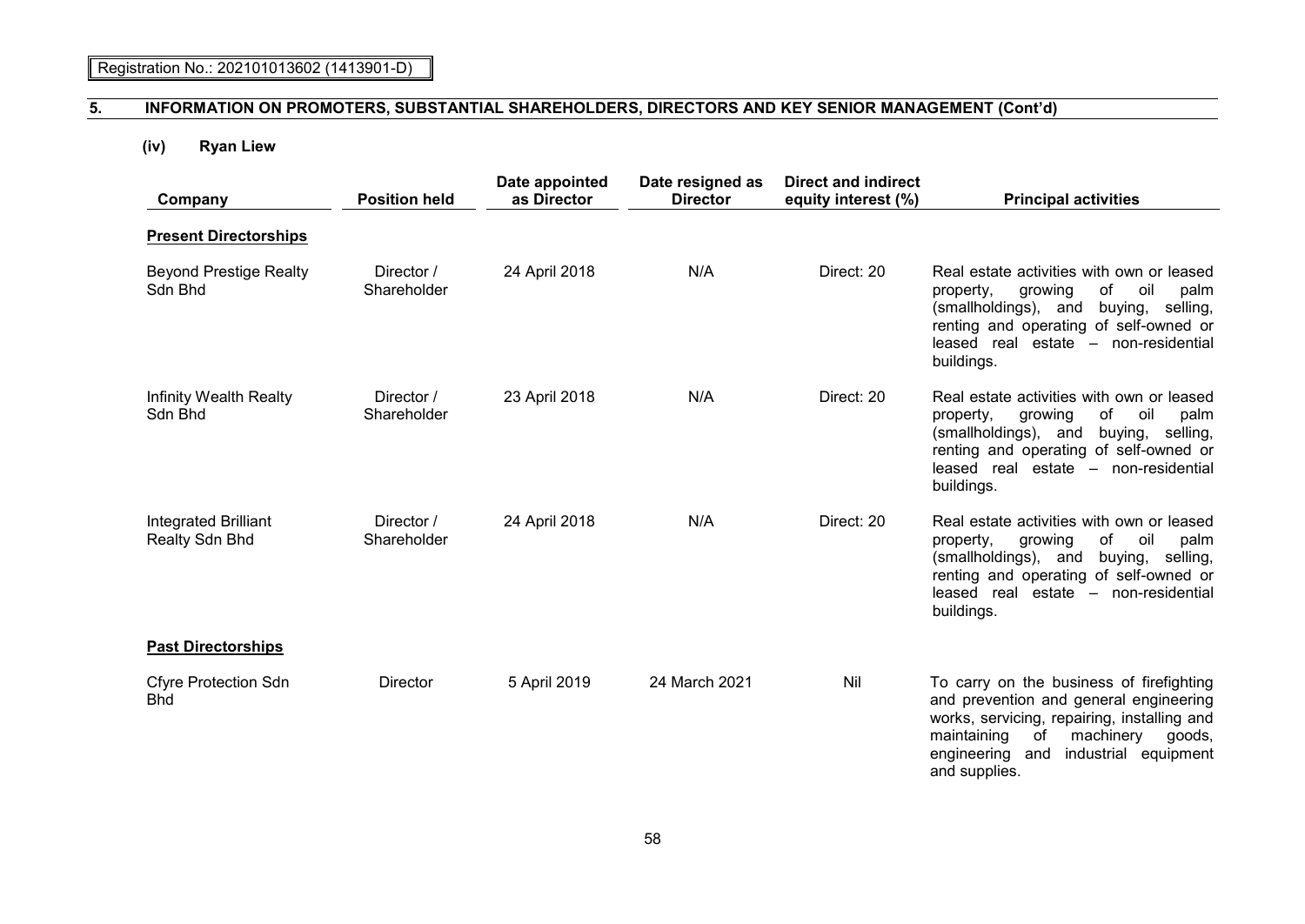## 5. INFORMATION ON PROMOTERS, SUBSTANTIAL SHAREHOLDERS, DIRECTORS AND KEY SENIOR MANAGEMENT (Cont'd)

### (iv) Ryan Liew

| Company | Position held | Date appointed as Director | Date resigned as Director | Direct and indirect equity interest (%) | Principal activities |
|---|---|---|---|---|---|
| **Present Directorships** | | | | | |
| Beyond Prestige Realty Sdn Bhd | Director / Shareholder | 24 April 2018 | N/A | Direct: 20 | Real estate activities with own or leased property, growing of oil palm (smallholdings), and buying, selling, renting and operating of self-owned or leased real estate – non-residential buildings. |
| Infinity Wealth Realty Sdn Bhd | Director / Shareholder | 23 April 2018 | N/A | Direct: 20 | Real estate activities with own or leased property, growing of oil palm (smallholdings), and buying, selling, renting and operating of self-owned or leased real estate – non-residential buildings. |
| Integrated Brilliant Realty Sdn Bhd | Director / Shareholder | 24 April 2018 | N/A | Direct: 20 | Real estate activities with own or leased property, growing of oil palm (smallholdings), and buying, selling, renting and operating of self-owned or leased real estate – non-residential buildings. |
| **Past Directorships** | | | | | |
| Cfyre Protection Sdn Bhd | Director | 5 April 2019 | 24 March 2021 | Nil | To carry on the business of firefighting and prevention and general engineering works, servicing, repairing, installing and maintaining of machinery goods, engineering and industrial equipment and supplies. |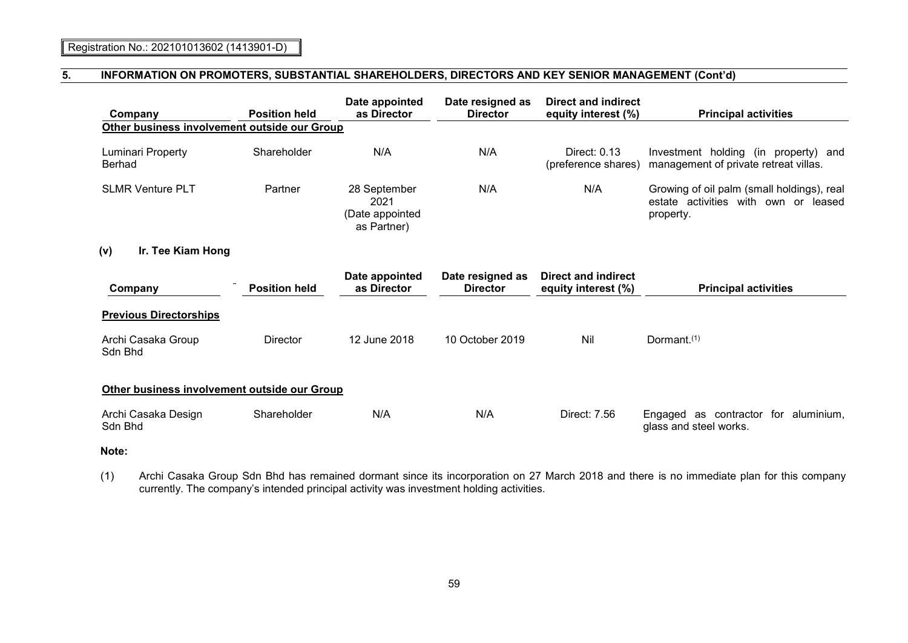Registration No.: 202101013602 (1413901-D)

## 5. INFORMATION ON PROMOTERS, SUBSTANTIAL SHAREHOLDERS, DIRECTORS AND KEY SENIOR MANAGEMENT (Cont'd)

| Company | Position held | Date appointed as Director | Date resigned as Director | Direct and indirect equity interest (%) | Principal activities |
|---|---|---|---|---|---|
| **Other business involvement outside our Group** | | | | | |
| Luminari Property Berhad | Shareholder | N/A | N/A | Direct: 0.13 (preference shares) | Investment holding (in property) and management of private retreat villas. |
| SLMR Venture PLT | Partner | 28 September 2021 (Date appointed as Partner) | N/A | N/A | Growing of oil palm (small holdings), real estate activities with own or leased property. |

**(v) Ir. Tee Kiam Hong**

| Company | Position held | Date appointed as Director | Date resigned as Director | Direct and indirect equity interest (%) | Principal activities |
|---|---|---|---|---|---|
| **Previous Directorships** | | | | | |
| Archi Casaka Group Sdn Bhd | Director | 12 June 2018 | 10 October 2019 | Nil | Dormant.[(1)] |
| **Other business involvement outside our Group** | | | | | |
| Archi Casaka Design Sdn Bhd | Shareholder | N/A | N/A | Direct: 7.56 | Engaged as contractor for aluminium, glass and steel works. |

**Note:**

(1) Archi Casaka Group Sdn Bhd has remained dormant since its incorporation on 27 March 2018 and there is no immediate plan for this company currently. The company's intended principal activity was investment holding activities.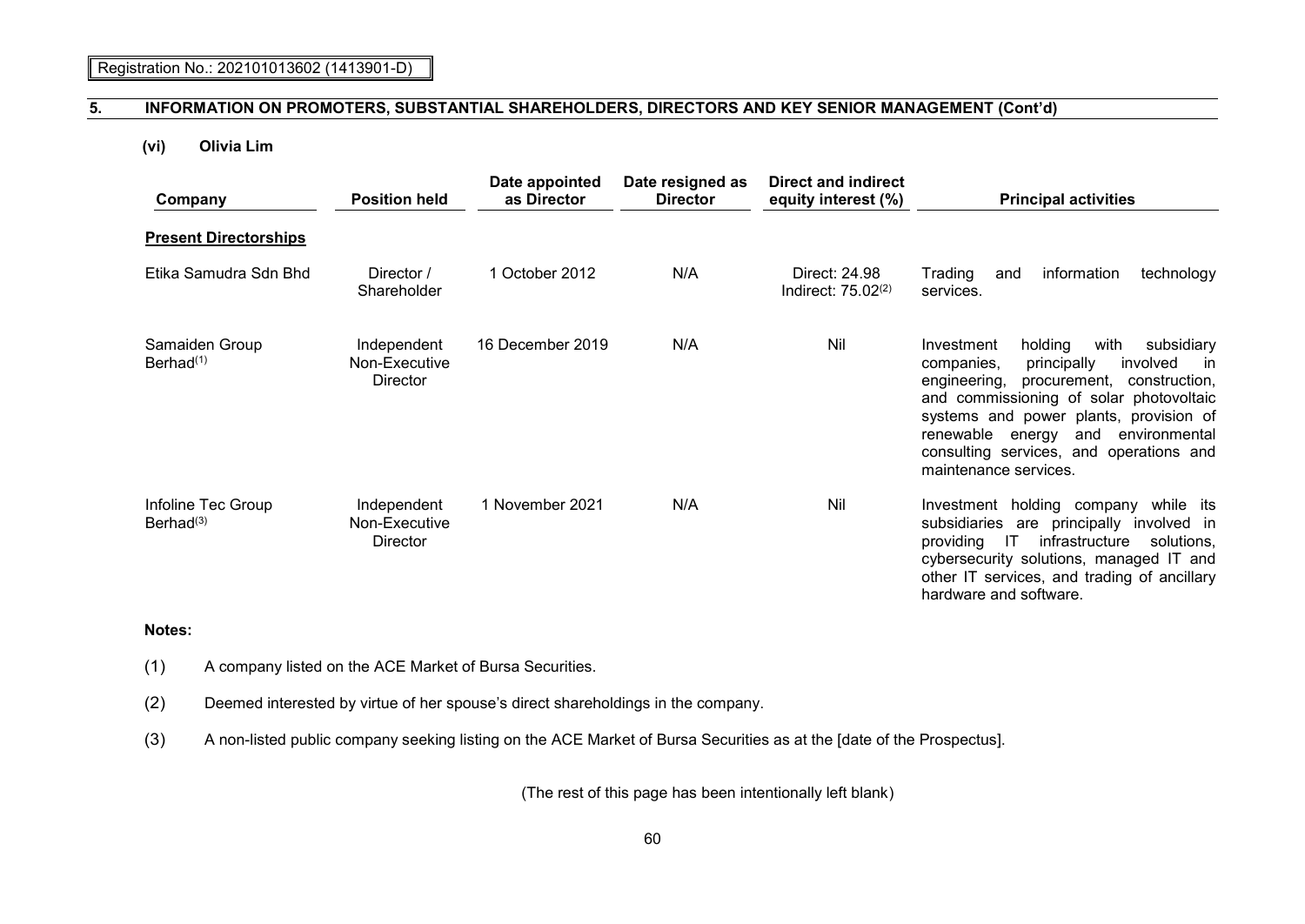## 5. INFORMATION ON PROMOTERS, SUBSTANTIAL SHAREHOLDERS, DIRECTORS AND KEY SENIOR MANAGEMENT (Cont'd)

**(vi) Olivia Lim**

| Company | Position held | Date appointed as Director | Date resigned as Director | Direct and indirect equity interest (%) | Principal activities |
|---|---|---|---|---|---|
| **Present Directorships** | | | | | |
| Etika Samudra Sdn Bhd | Director / Shareholder | 1 October 2012 | N/A | Direct: 24.98 Indirect: 75.02[(2)] | Trading and information technology services. |
| Samaiden Group Berhad[(1)] | Independent Non-Executive Director | 16 December 2019 | N/A | Nil | Investment holding with subsidiary companies, principally involved in engineering, procurement, construction, and commissioning of solar photovoltaic systems and power plants, provision of renewable energy and environmental consulting services, and operations and maintenance services. |
| Infoline Tec Group Berhad[(3)] | Independent Non-Executive Director | 1 November 2021 | N/A | Nil | Investment holding company while its subsidiaries are principally involved in providing IT infrastructure solutions, cybersecurity solutions, managed IT and other IT services, and trading of ancillary hardware and software. |

**Notes:**

(1) A company listed on the ACE Market of Bursa Securities.

(2) Deemed interested by virtue of her spouse's direct shareholdings in the company.

(3) A non-listed public company seeking listing on the ACE Market of Bursa Securities as at the [date of the Prospectus].

(The rest of this page has been intentionally left blank)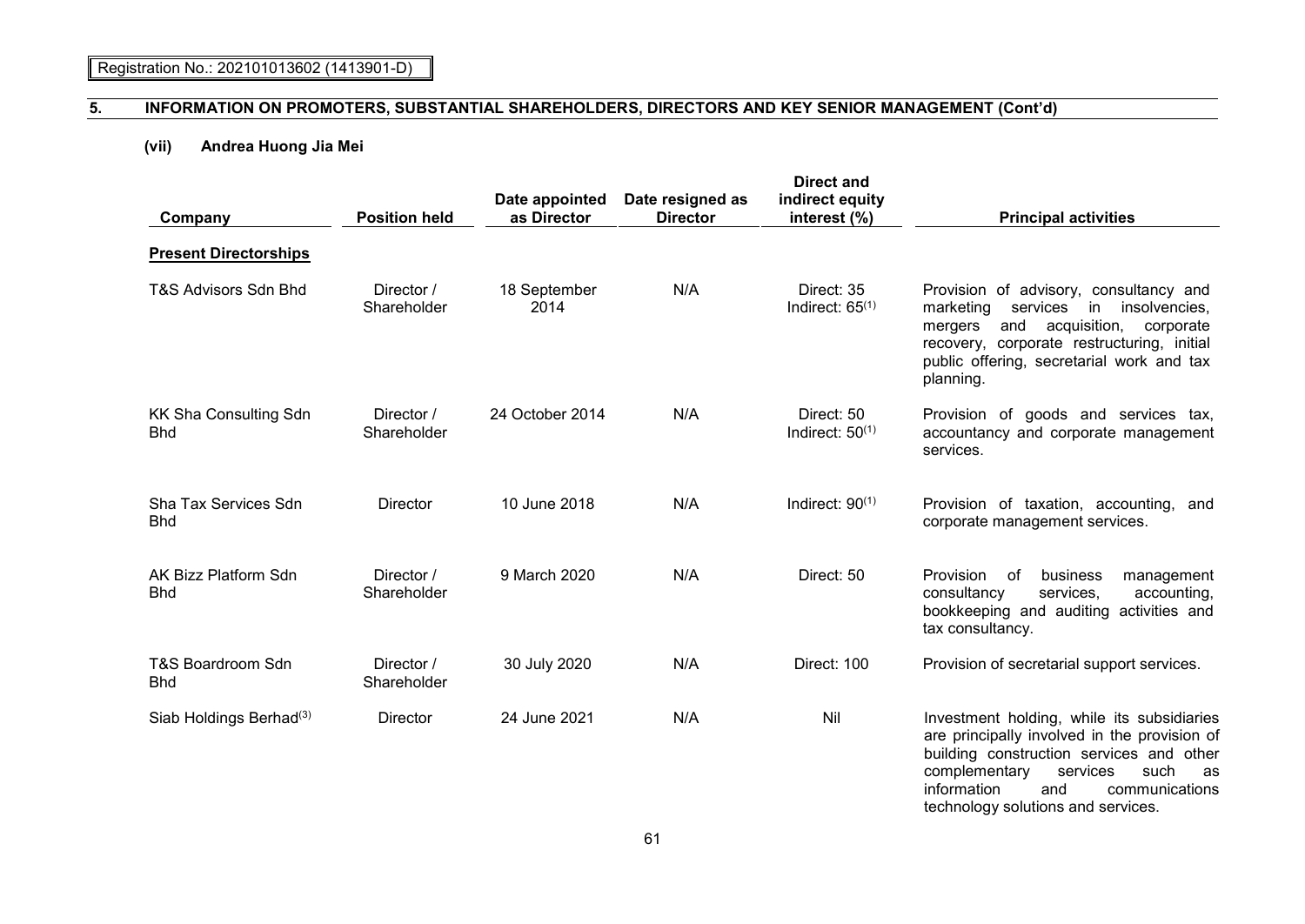Registration No.: 202101013602 (1413901-D)

## 5. INFORMATION ON PROMOTERS, SUBSTANTIAL SHAREHOLDERS, DIRECTORS AND KEY SENIOR MANAGEMENT (Cont'd)

### (vii) Andrea Huong Jia Mei

| Company | Position held | Date appointed as Director | Date resigned as Director | Direct and indirect equity interest (%) | Principal activities |
|---|---|---|---|---|---|
| **Present Directorships** | | | | | |
| T&S Advisors Sdn Bhd | Director / Shareholder | 18 September 2014 | N/A | Direct: 35 Indirect: 65(1) | Provision of advisory, consultancy and marketing services in insolvencies, mergers and acquisition, corporate recovery, corporate restructuring, initial public offering, secretarial work and tax planning. |
| KK Sha Consulting Sdn Bhd | Director / Shareholder | 24 October 2014 | N/A | Direct: 50 Indirect: 50(1) | Provision of goods and services tax, accountancy and corporate management services. |
| Sha Tax Services Sdn Bhd | Director | 10 June 2018 | N/A | Indirect: 90(1) | Provision of taxation, accounting, and corporate management services. |
| AK Bizz Platform Sdn Bhd | Director / Shareholder | 9 March 2020 | N/A | Direct: 50 | Provision of business management consultancy services, accounting, bookkeeping and auditing activities and tax consultancy. |
| T&S Boardroom Sdn Bhd | Director / Shareholder | 30 July 2020 | N/A | Direct: 100 | Provision of secretarial support services. |
| Siab Holdings Berhad(3) | Director | 24 June 2021 | N/A | Nil | Investment holding, while its subsidiaries are principally involved in the provision of building construction services and other complementary services such as information and communications technology solutions and services. |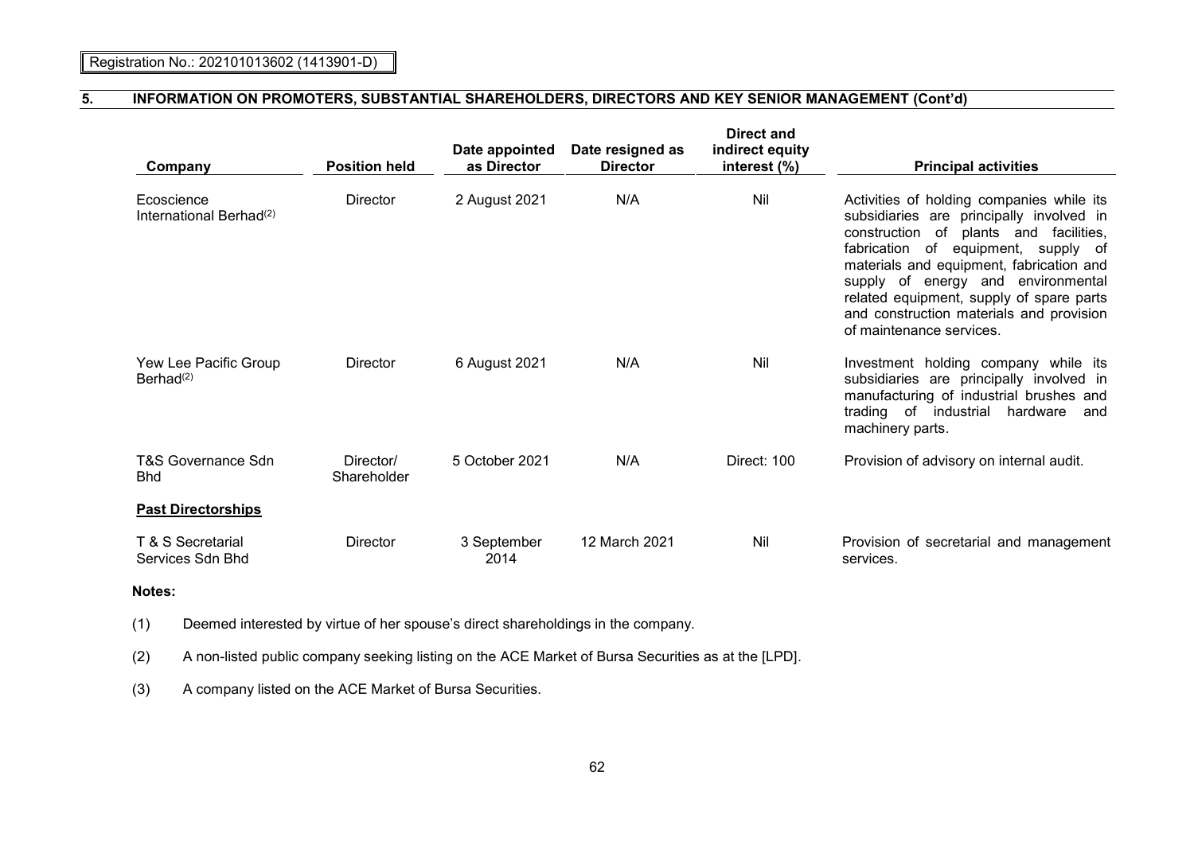## 5. INFORMATION ON PROMOTERS, SUBSTANTIAL SHAREHOLDERS, DIRECTORS AND KEY SENIOR MANAGEMENT (Cont'd)

| Company | Position held | Date appointed as Director | Date resigned as Director | Direct and indirect equity interest (%) | Principal activities |
|---|---|---|---|---|---|
| Ecoscience International Berhad[(2)] | Director | 2 August 2021 | N/A | Nil | Activities of holding companies while its subsidiaries are principally involved in construction of plants and facilities, fabrication of equipment, supply of materials and equipment, fabrication and supply of energy and environmental related equipment, supply of spare parts and construction materials and provision of maintenance services. |
| Yew Lee Pacific Group Berhad[(2)] | Director | 6 August 2021 | N/A | Nil | Investment holding company while its subsidiaries are principally involved in manufacturing of industrial brushes and trading of industrial hardware and machinery parts. |
| T&S Governance Sdn Bhd | Director/ Shareholder | 5 October 2021 | N/A | Direct: 100 | Provision of advisory on internal audit. |
| **<u>Past Directorships</u>** | | | | | |
| T & S Secretarial Services Sdn Bhd | Director | 3 September 2014 | 12 March 2021 | Nil | Provision of secretarial and management services. |

**Notes:**

(1) Deemed interested by virtue of her spouse's direct shareholdings in the company.

(2) A non-listed public company seeking listing on the ACE Market of Bursa Securities as at the [LPD].

(3) A company listed on the ACE Market of Bursa Securities.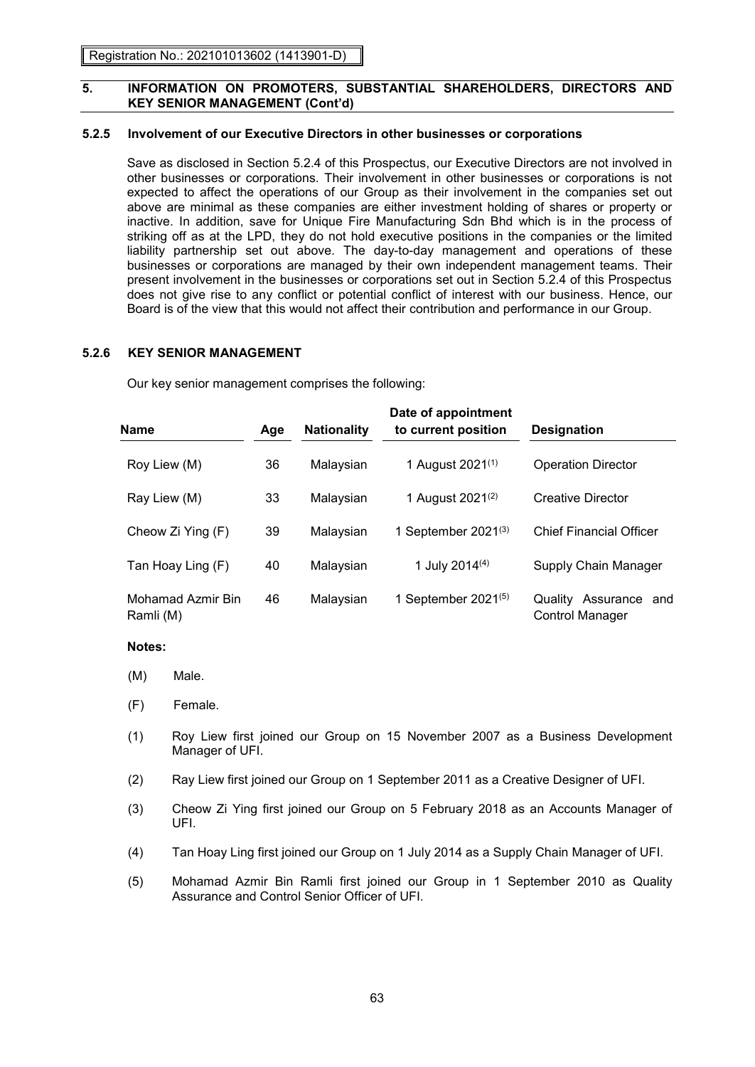## 5.2.5 Involvement of our Executive Directors in other businesses or corporations

Save as disclosed in Section 5.2.4 of this Prospectus, our Executive Directors are not involved in other businesses or corporations. Their involvement in other businesses or corporations is not expected to affect the operations of our Group as their involvement in the companies set out above are minimal as these companies are either investment holding of shares or property or inactive. In addition, save for Unique Fire Manufacturing Sdn Bhd which is in the process of striking off as at the LPD, they do not hold executive positions in the companies or the limited liability partnership set out above. The day-to-day management and operations of these businesses or corporations are managed by their own independent management teams. Their present involvement in the businesses or corporations set out in Section 5.2.4 of this Prospectus does not give rise to any conflict or potential conflict of interest with our business. Hence, our Board is of the view that this would not affect their contribution and performance in our Group.

## 5.2.6 KEY SENIOR MANAGEMENT

Our key senior management comprises the following:

| Name | Age | Nationality | Date of appointment to current position | Designation |
|---|---|---|---|---|
| Roy Liew (M) | 36 | Malaysian | 1 August 2021(1) | Operation Director |
| Ray Liew (M) | 33 | Malaysian | 1 August 2021(2) | Creative Director |
| Cheow Zi Ying (F) | 39 | Malaysian | 1 September 2021(3) | Chief Financial Officer |
| Tan Hoay Ling (F) | 40 | Malaysian | 1 July 2014(4) | Supply Chain Manager |
| Mohamad Azmir Bin Ramli (M) | 46 | Malaysian | 1 September 2021(5) | Quality Assurance and Control Manager |

**Notes:**

(M) Male.

(F) Female.

(1) Roy Liew first joined our Group on 15 November 2007 as a Business Development Manager of UFI.

(2) Ray Liew first joined our Group on 1 September 2011 as a Creative Designer of UFI.

(3) Cheow Zi Ying first joined our Group on 5 February 2018 as an Accounts Manager of UFI.

(4) Tan Hoay Ling first joined our Group on 1 July 2014 as a Supply Chain Manager of UFI.

(5) Mohamad Azmir Bin Ramli first joined our Group in 1 September 2010 as Quality Assurance and Control Senior Officer of UFI.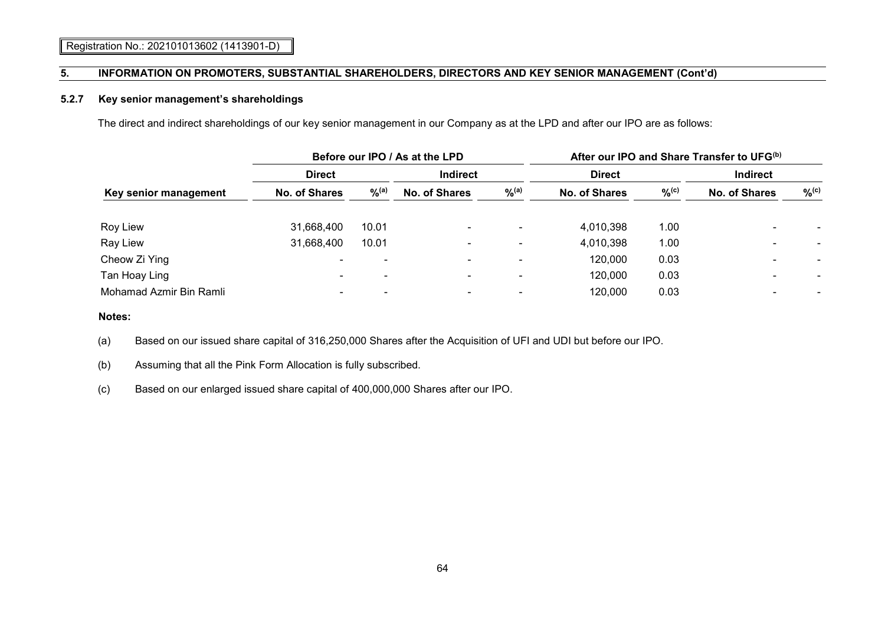Registration No.: 202101013602 (1413901-D)

## 5. INFORMATION ON PROMOTERS, SUBSTANTIAL SHAREHOLDERS, DIRECTORS AND KEY SENIOR MANAGEMENT (Cont'd)

### 5.2.7 Key senior management's shareholdings

The direct and indirect shareholdings of our key senior management in our Company as at the LPD and after our IPO are as follows:

| | Before our IPO / As at the LPD | | | | After our IPO and Share Transfer to UFG[(b)] | | | |
|---|---|---|---|---|---|---|---|---|
| | Direct | | Indirect | | Direct | | Indirect | |
| Key senior management | No. of Shares | %[(a)] | No. of Shares | %[(a)] | No. of Shares | %[(c)] | No. of Shares | %[(c)] |
| Roy Liew | 31,668,400 | 10.01 | - | - | 4,010,398 | 1.00 | - | - |
| Ray Liew | 31,668,400 | 10.01 | - | - | 4,010,398 | 1.00 | - | - |
| Cheow Zi Ying | - | - | - | - | 120,000 | 0.03 | - | - |
| Tan Hoay Ling | - | - | - | - | 120,000 | 0.03 | - | - |
| Mohamad Azmir Bin Ramli | - | - | - | - | 120,000 | 0.03 | - | - |

**Notes:**

(a) Based on our issued share capital of 316,250,000 Shares after the Acquisition of UFI and UDI but before our IPO.

(b) Assuming that all the Pink Form Allocation is fully subscribed.

(c) Based on our enlarged issued share capital of 400,000,000 Shares after our IPO.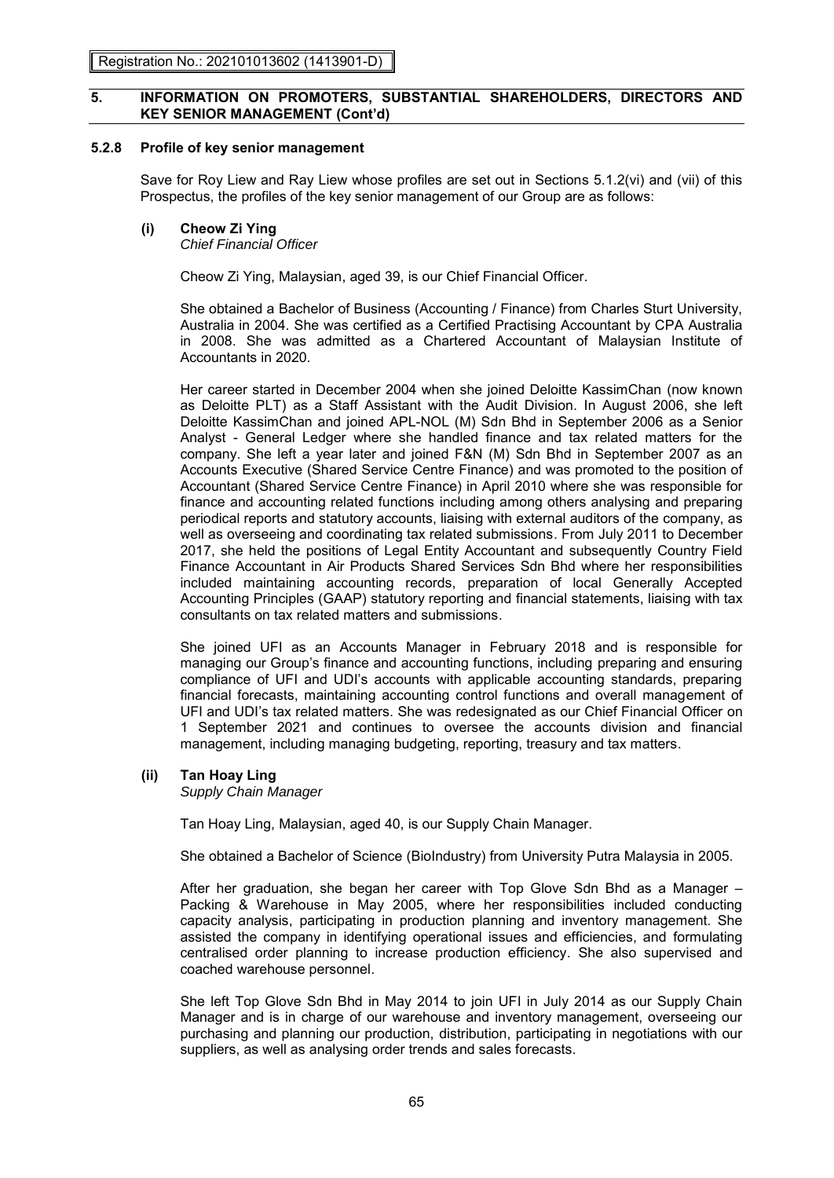## 5. INFORMATION ON PROMOTERS, SUBSTANTIAL SHAREHOLDERS, DIRECTORS AND KEY SENIOR MANAGEMENT (Cont'd)

### 5.2.8 Profile of key senior management

Save for Roy Liew and Ray Liew whose profiles are set out in Sections 5.1.2(vi) and (vii) of this Prospectus, the profiles of the key senior management of our Group are as follows:

#### (i) Cheow Zi Ying

*Chief Financial Officer*

Cheow Zi Ying, Malaysian, aged 39, is our Chief Financial Officer.

She obtained a Bachelor of Business (Accounting / Finance) from Charles Sturt University, Australia in 2004. She was certified as a Certified Practising Accountant by CPA Australia in 2008. She was admitted as a Chartered Accountant of Malaysian Institute of Accountants in 2020.

Her career started in December 2004 when she joined Deloitte KassimChan (now known as Deloitte PLT) as a Staff Assistant with the Audit Division. In August 2006, she left Deloitte KassimChan and joined APL-NOL (M) Sdn Bhd in September 2006 as a Senior Analyst - General Ledger where she handled finance and tax related matters for the company. She left a year later and joined F&N (M) Sdn Bhd in September 2007 as an Accounts Executive (Shared Service Centre Finance) and was promoted to the position of Accountant (Shared Service Centre Finance) in April 2010 where she was responsible for finance and accounting related functions including among others analysing and preparing periodical reports and statutory accounts, liaising with external auditors of the company, as well as overseeing and coordinating tax related submissions. From July 2011 to December 2017, she held the positions of Legal Entity Accountant and subsequently Country Field Finance Accountant in Air Products Shared Services Sdn Bhd where her responsibilities included maintaining accounting records, preparation of local Generally Accepted Accounting Principles (GAAP) statutory reporting and financial statements, liaising with tax consultants on tax related matters and submissions.

She joined UFI as an Accounts Manager in February 2018 and is responsible for managing our Group's finance and accounting functions, including preparing and ensuring compliance of UFI and UDI's accounts with applicable accounting standards, preparing financial forecasts, maintaining accounting control functions and overall management of UFI and UDI's tax related matters. She was redesignated as our Chief Financial Officer on 1 September 2021 and continues to oversee the accounts division and financial management, including managing budgeting, reporting, treasury and tax matters.

#### (ii) Tan Hoay Ling

*Supply Chain Manager*

Tan Hoay Ling, Malaysian, aged 40, is our Supply Chain Manager.

She obtained a Bachelor of Science (BioIndustry) from University Putra Malaysia in 2005.

After her graduation, she began her career with Top Glove Sdn Bhd as a Manager – Packing & Warehouse in May 2005, where her responsibilities included conducting capacity analysis, participating in production planning and inventory management. She assisted the company in identifying operational issues and efficiencies, and formulating centralised order planning to increase production efficiency. She also supervised and coached warehouse personnel.

She left Top Glove Sdn Bhd in May 2014 to join UFI in July 2014 as our Supply Chain Manager and is in charge of our warehouse and inventory management, overseeing our purchasing and planning our production, distribution, participating in negotiations with our suppliers, as well as analysing order trends and sales forecasts.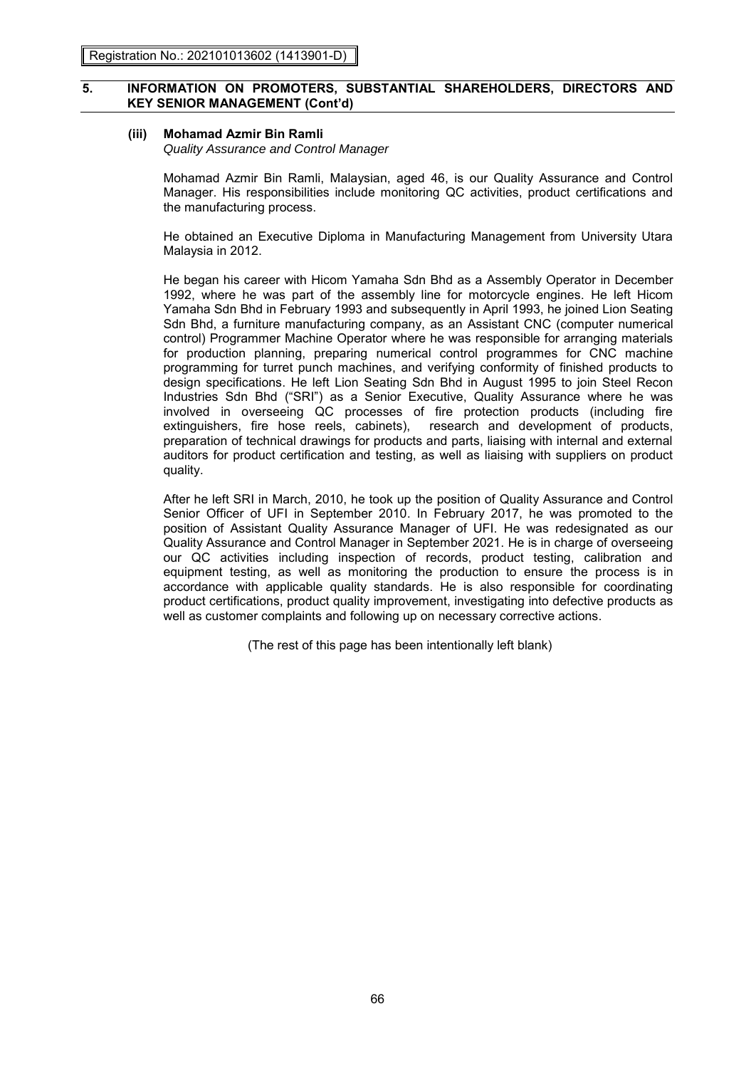## 5. INFORMATION ON PROMOTERS, SUBSTANTIAL SHAREHOLDERS, DIRECTORS AND KEY SENIOR MANAGEMENT (Cont'd)

### (iii) Mohamad Azmir Bin Ramli

*Quality Assurance and Control Manager*

Mohamad Azmir Bin Ramli, Malaysian, aged 46, is our Quality Assurance and Control Manager. His responsibilities include monitoring QC activities, product certifications and the manufacturing process.

He obtained an Executive Diploma in Manufacturing Management from University Utara Malaysia in 2012.

He began his career with Hicom Yamaha Sdn Bhd as a Assembly Operator in December 1992, where he was part of the assembly line for motorcycle engines. He left Hicom Yamaha Sdn Bhd in February 1993 and subsequently in April 1993, he joined Lion Seating Sdn Bhd, a furniture manufacturing company, as an Assistant CNC (computer numerical control) Programmer Machine Operator where he was responsible for arranging materials for production planning, preparing numerical control programmes for CNC machine programming for turret punch machines, and verifying conformity of finished products to design specifications. He left Lion Seating Sdn Bhd in August 1995 to join Steel Recon Industries Sdn Bhd ("SRI") as a Senior Executive, Quality Assurance where he was involved in overseeing QC processes of fire protection products (including fire extinguishers, fire hose reels, cabinets), research and development of products, preparation of technical drawings for products and parts, liaising with internal and external auditors for product certification and testing, as well as liaising with suppliers on product quality.

After he left SRI in March, 2010, he took up the position of Quality Assurance and Control Senior Officer of UFI in September 2010. In February 2017, he was promoted to the position of Assistant Quality Assurance Manager of UFI. He was redesignated as our Quality Assurance and Control Manager in September 2021. He is in charge of overseeing our QC activities including inspection of records, product testing, calibration and equipment testing, as well as monitoring the production to ensure the process is in accordance with applicable quality standards. He is also responsible for coordinating product certifications, product quality improvement, investigating into defective products as well as customer complaints and following up on necessary corrective actions.

(The rest of this page has been intentionally left blank)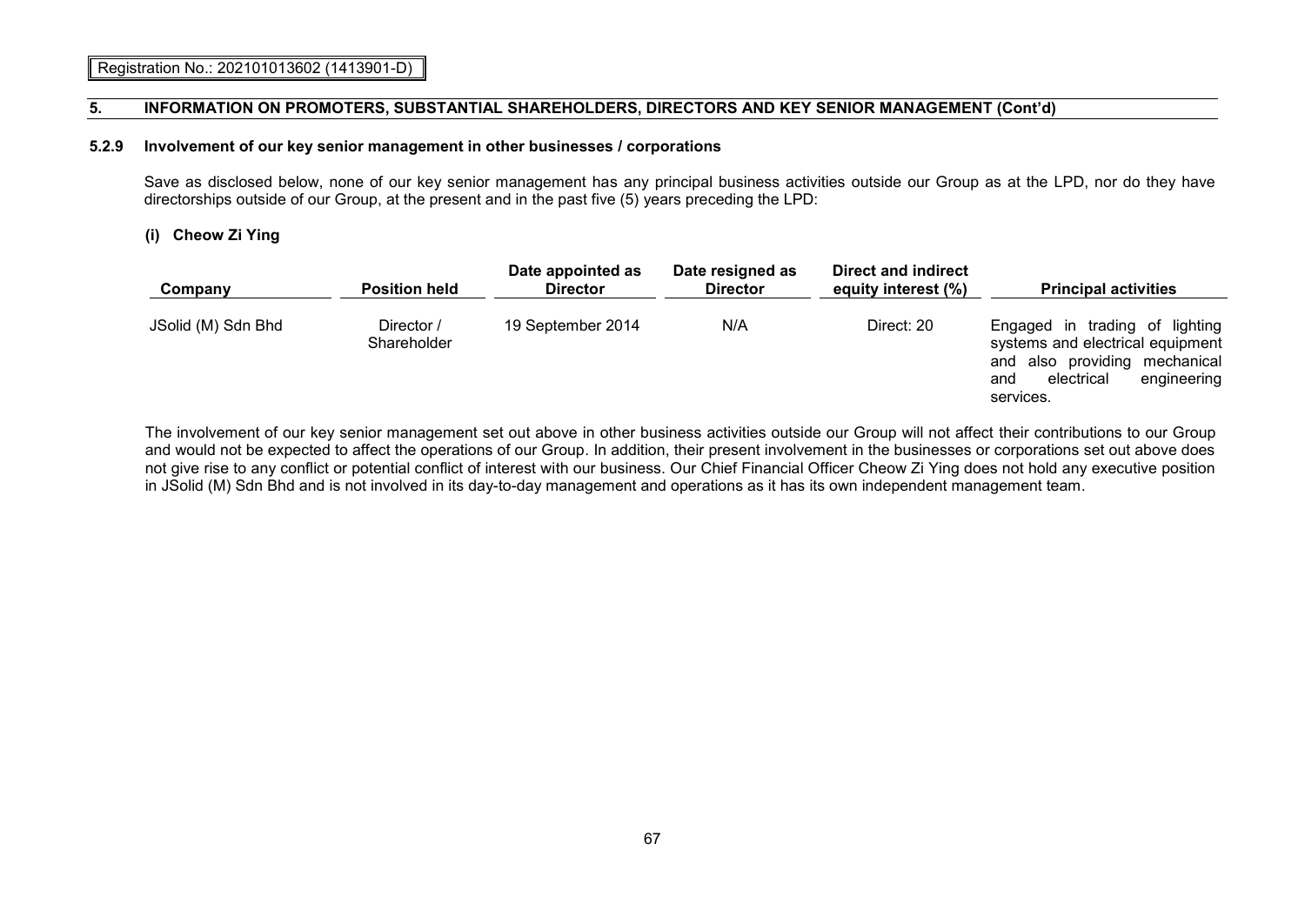## 5. INFORMATION ON PROMOTERS, SUBSTANTIAL SHAREHOLDERS, DIRECTORS AND KEY SENIOR MANAGEMENT (Cont'd)

### 5.2.9 Involvement of our key senior management in other businesses / corporations

Save as disclosed below, none of our key senior management has any principal business activities outside our Group as at the LPD, nor do they have directorships outside of our Group, at the present and in the past five (5) years preceding the LPD:

**(i) Cheow Zi Ying**

| Company | Position held | Date appointed as Director | Date resigned as Director | Direct and indirect equity interest (%) | Principal activities |
|---|---|---|---|---|---|
| JSolid (M) Sdn Bhd | Director / Shareholder | 19 September 2014 | N/A | Direct: 20 | Engaged in trading of lighting systems and electrical equipment and also providing mechanical and electrical engineering services. |

The involvement of our key senior management set out above in other business activities outside our Group will not affect their contributions to our Group and would not be expected to affect the operations of our Group. In addition, their present involvement in the businesses or corporations set out above does not give rise to any conflict or potential conflict of interest with our business. Our Chief Financial Officer Cheow Zi Ying does not hold any executive position in JSolid (M) Sdn Bhd and is not involved in its day-to-day management and operations as it has its own independent management team.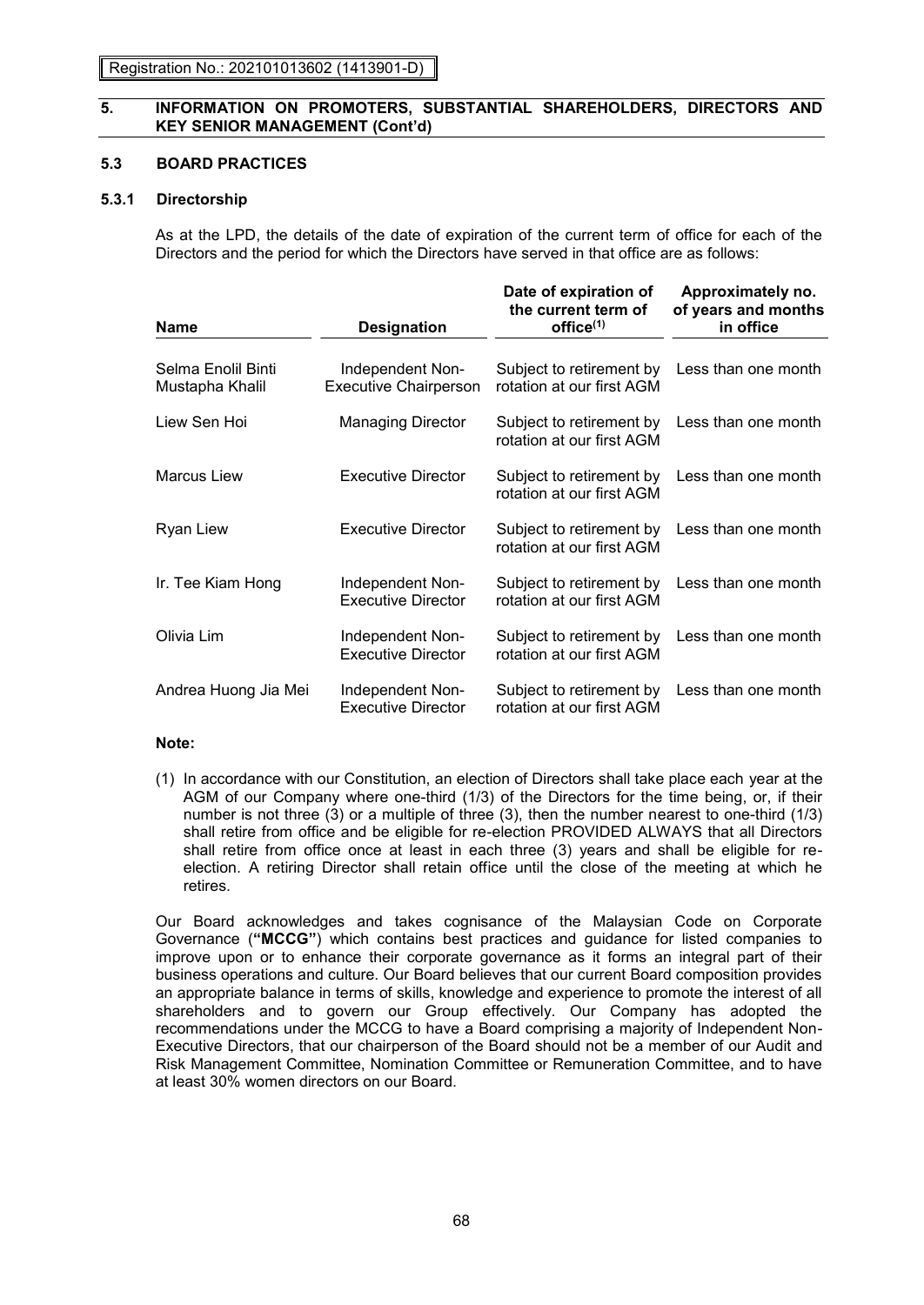## 5. INFORMATION ON PROMOTERS, SUBSTANTIAL SHAREHOLDERS, DIRECTORS AND KEY SENIOR MANAGEMENT (Cont'd)

### 5.3 BOARD PRACTICES

#### 5.3.1 Directorship

As at the LPD, the details of the date of expiration of the current term of office for each of the Directors and the period for which the Directors have served in that office are as follows:

| Name | Designation | Date of expiration of the current term of office[(1)] | Approximately no. of years and months in office |
|---|---|---|---|
| Selma Enolil Binti Mustapha Khalil | Independent Non-Executive Chairperson | Subject to retirement by rotation at our first AGM | Less than one month |
| Liew Sen Hoi | Managing Director | Subject to retirement by rotation at our first AGM | Less than one month |
| Marcus Liew | Executive Director | Subject to retirement by rotation at our first AGM | Less than one month |
| Ryan Liew | Executive Director | Subject to retirement by rotation at our first AGM | Less than one month |
| Ir. Tee Kiam Hong | Independent Non-Executive Director | Subject to retirement by rotation at our first AGM | Less than one month |
| Olivia Lim | Independent Non-Executive Director | Subject to retirement by rotation at our first AGM | Less than one month |
| Andrea Huong Jia Mei | Independent Non-Executive Director | Subject to retirement by rotation at our first AGM | Less than one month |

**Note:**

(1) In accordance with our Constitution, an election of Directors shall take place each year at the AGM of our Company where one-third (1/3) of the Directors for the time being, or, if their number is not three (3) or a multiple of three (3), then the number nearest to one-third (1/3) shall retire from office and be eligible for re-election PROVIDED ALWAYS that all Directors shall retire from office once at least in each three (3) years and shall be eligible for re-election. A retiring Director shall retain office until the close of the meeting at which he retires.

Our Board acknowledges and takes cognisance of the Malaysian Code on Corporate Governance (**"MCCG"**) which contains best practices and guidance for listed companies to improve upon or to enhance their corporate governance as it forms an integral part of their business operations and culture. Our Board believes that our current Board composition provides an appropriate balance in terms of skills, knowledge and experience to promote the interest of all shareholders and to govern our Group effectively. Our Company has adopted the recommendations under the MCCG to have a Board comprising a majority of Independent Non-Executive Directors, that our chairperson of the Board should not be a member of our Audit and Risk Management Committee, Nomination Committee or Remuneration Committee, and to have at least 30% women directors on our Board.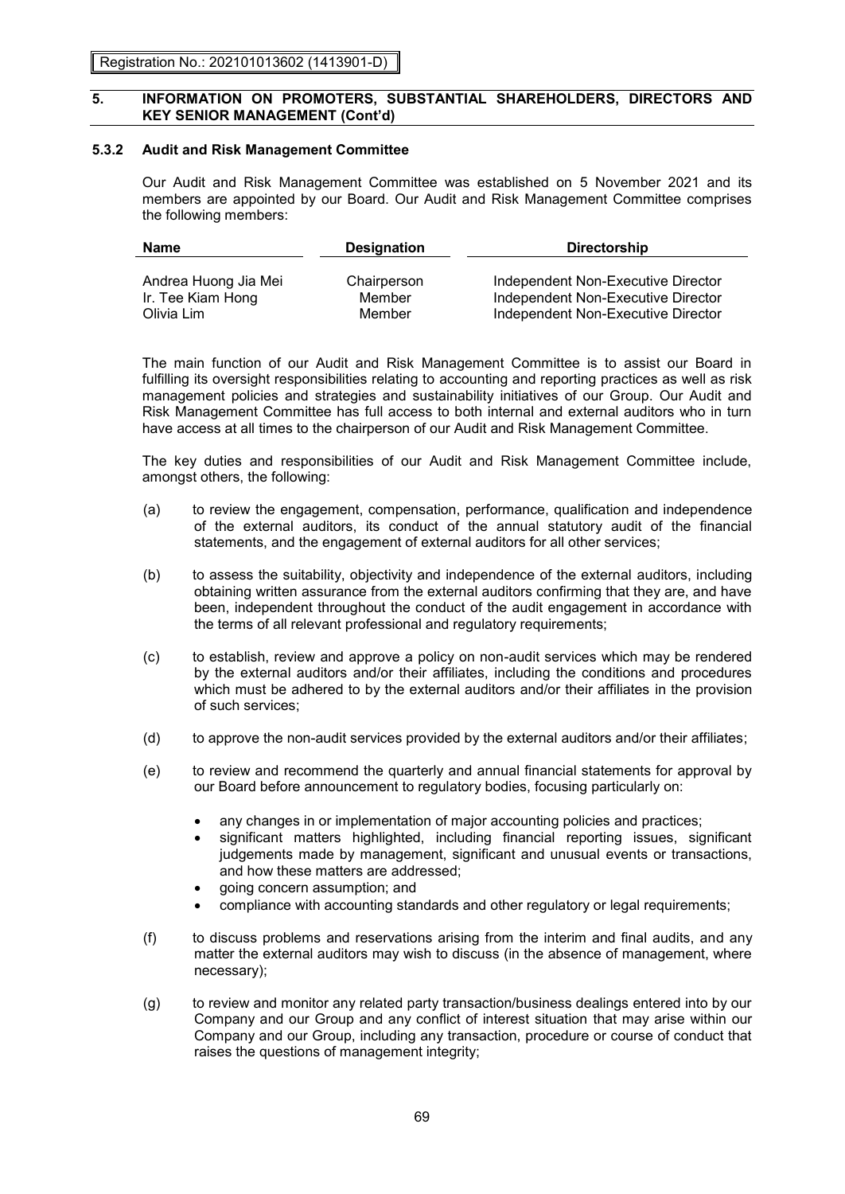## 5. INFORMATION ON PROMOTERS, SUBSTANTIAL SHAREHOLDERS, DIRECTORS AND KEY SENIOR MANAGEMENT (Cont'd)

### 5.3.2 Audit and Risk Management Committee

Our Audit and Risk Management Committee was established on 5 November 2021 and its members are appointed by our Board. Our Audit and Risk Management Committee comprises the following members:

| Name | Designation | Directorship |
|---|---|---|
| Andrea Huong Jia Mei | Chairperson | Independent Non-Executive Director |
| Ir. Tee Kiam Hong | Member | Independent Non-Executive Director |
| Olivia Lim | Member | Independent Non-Executive Director |

The main function of our Audit and Risk Management Committee is to assist our Board in fulfilling its oversight responsibilities relating to accounting and reporting practices as well as risk management policies and strategies and sustainability initiatives of our Group. Our Audit and Risk Management Committee has full access to both internal and external auditors who in turn have access at all times to the chairperson of our Audit and Risk Management Committee.

The key duties and responsibilities of our Audit and Risk Management Committee include, amongst others, the following:

(a) to review the engagement, compensation, performance, qualification and independence of the external auditors, its conduct of the annual statutory audit of the financial statements, and the engagement of external auditors for all other services;

(b) to assess the suitability, objectivity and independence of the external auditors, including obtaining written assurance from the external auditors confirming that they are, and have been, independent throughout the conduct of the audit engagement in accordance with the terms of all relevant professional and regulatory requirements;

(c) to establish, review and approve a policy on non-audit services which may be rendered by the external auditors and/or their affiliates, including the conditions and procedures which must be adhered to by the external auditors and/or their affiliates in the provision of such services;

(d) to approve the non-audit services provided by the external auditors and/or their affiliates;

(e) to review and recommend the quarterly and annual financial statements for approval by our Board before announcement to regulatory bodies, focusing particularly on:

- any changes in or implementation of major accounting policies and practices;
- significant matters highlighted, including financial reporting issues, significant judgements made by management, significant and unusual events or transactions, and how these matters are addressed;
- going concern assumption; and
- compliance with accounting standards and other regulatory or legal requirements;

(f) to discuss problems and reservations arising from the interim and final audits, and any matter the external auditors may wish to discuss (in the absence of management, where necessary);

(g) to review and monitor any related party transaction/business dealings entered into by our Company and our Group and any conflict of interest situation that may arise within our Company and our Group, including any transaction, procedure or course of conduct that raises the questions of management integrity;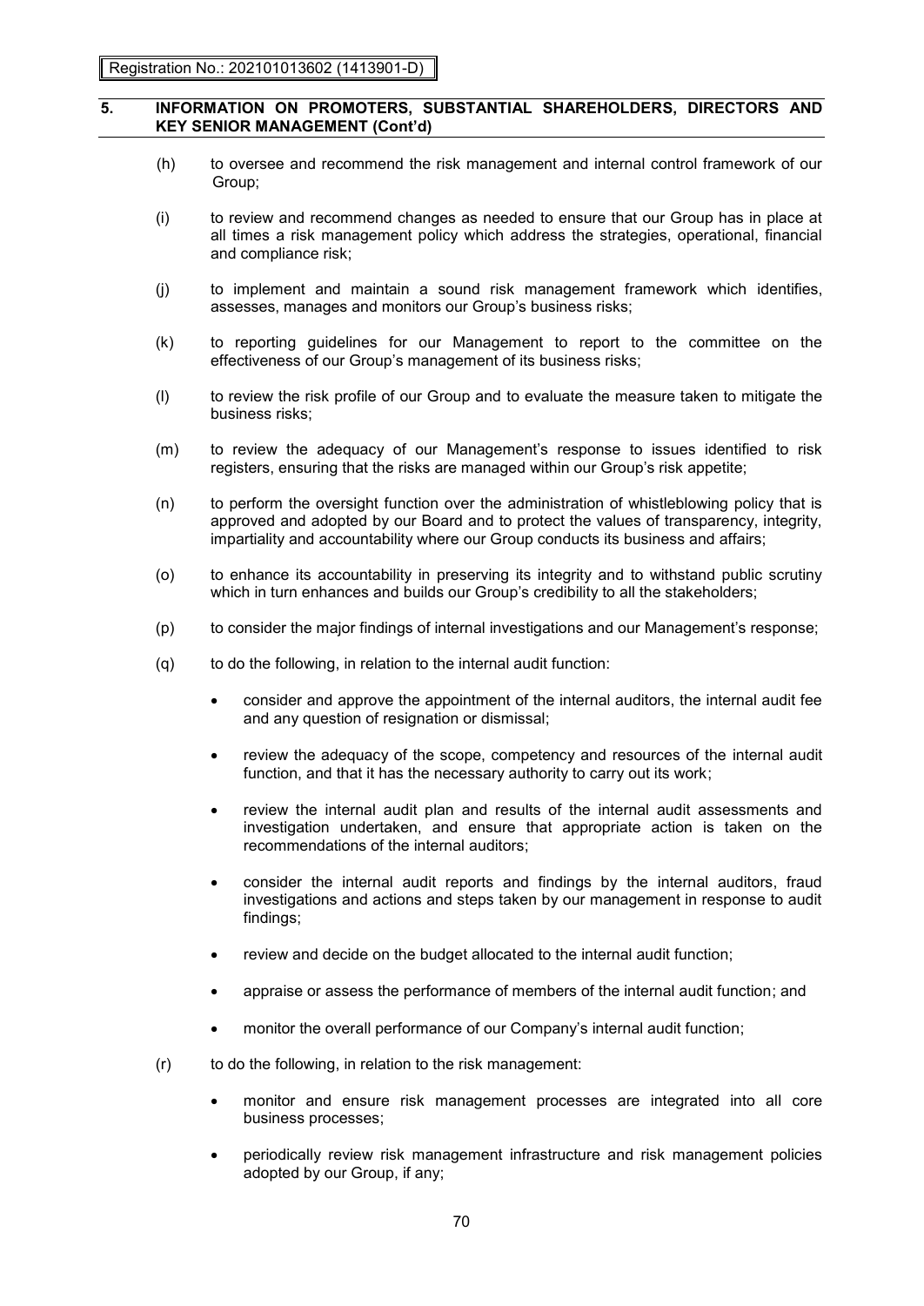## 5. INFORMATION ON PROMOTERS, SUBSTANTIAL SHAREHOLDERS, DIRECTORS AND KEY SENIOR MANAGEMENT (Cont'd)

(h) to oversee and recommend the risk management and internal control framework of our Group;

(i) to review and recommend changes as needed to ensure that our Group has in place at all times a risk management policy which address the strategies, operational, financial and compliance risk;

(j) to implement and maintain a sound risk management framework which identifies, assesses, manages and monitors our Group's business risks;

(k) to reporting guidelines for our Management to report to the committee on the effectiveness of our Group's management of its business risks;

(l) to review the risk profile of our Group and to evaluate the measure taken to mitigate the business risks;

(m) to review the adequacy of our Management's response to issues identified to risk registers, ensuring that the risks are managed within our Group's risk appetite;

(n) to perform the oversight function over the administration of whistleblowing policy that is approved and adopted by our Board and to protect the values of transparency, integrity, impartiality and accountability where our Group conducts its business and affairs;

(o) to enhance its accountability in preserving its integrity and to withstand public scrutiny which in turn enhances and builds our Group's credibility to all the stakeholders;

(p) to consider the major findings of internal investigations and our Management's response;

(q) to do the following, in relation to the internal audit function:

- consider and approve the appointment of the internal auditors, the internal audit fee and any question of resignation or dismissal;
- review the adequacy of the scope, competency and resources of the internal audit function, and that it has the necessary authority to carry out its work;
- review the internal audit plan and results of the internal audit assessments and investigation undertaken, and ensure that appropriate action is taken on the recommendations of the internal auditors;
- consider the internal audit reports and findings by the internal auditors, fraud investigations and actions and steps taken by our management in response to audit findings;
- review and decide on the budget allocated to the internal audit function;
- appraise or assess the performance of members of the internal audit function; and
- monitor the overall performance of our Company's internal audit function;

(r) to do the following, in relation to the risk management:

- monitor and ensure risk management processes are integrated into all core business processes;
- periodically review risk management infrastructure and risk management policies adopted by our Group, if any;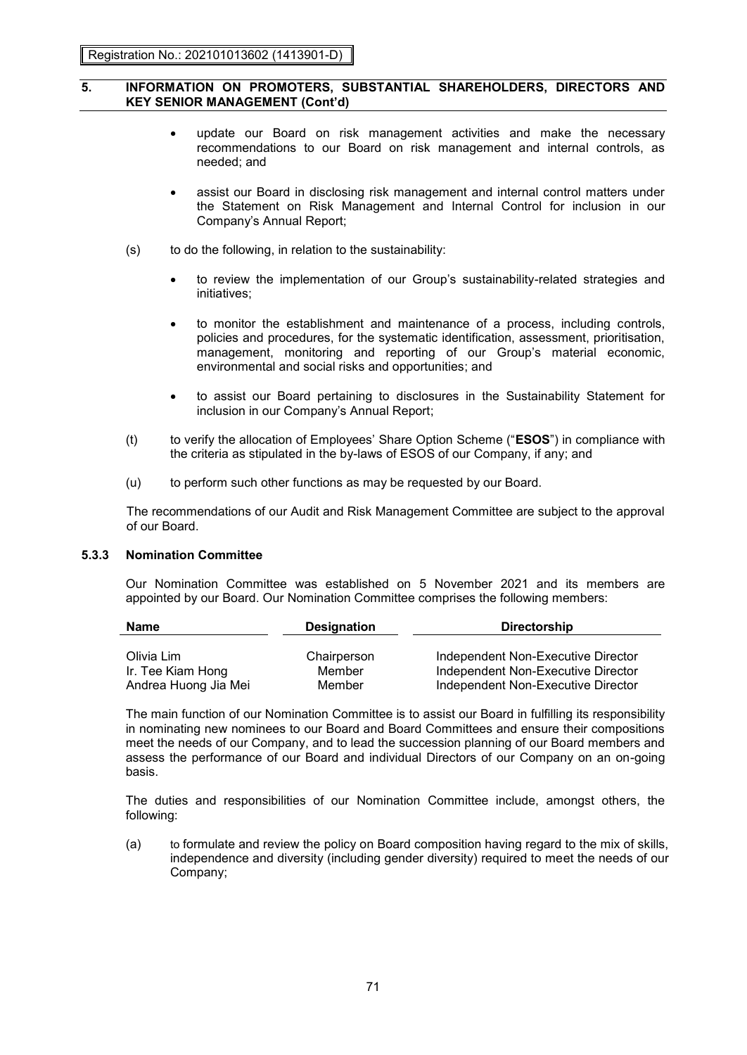- update our Board on risk management activities and make the necessary recommendations to our Board on risk management and internal controls, as needed; and

- assist our Board in disclosing risk management and internal control matters under the Statement on Risk Management and Internal Control for inclusion in our Company's Annual Report;

(s) to do the following, in relation to the sustainability:

- to review the implementation of our Group's sustainability-related strategies and initiatives;

- to monitor the establishment and maintenance of a process, including controls, policies and procedures, for the systematic identification, assessment, prioritisation, management, monitoring and reporting of our Group's material economic, environmental and social risks and opportunities; and

- to assist our Board pertaining to disclosures in the Sustainability Statement for inclusion in our Company's Annual Report;

(t) to verify the allocation of Employees' Share Option Scheme ("**ESOS**") in compliance with the criteria as stipulated in the by-laws of ESOS of our Company, if any; and

(u) to perform such other functions as may be requested by our Board.

The recommendations of our Audit and Risk Management Committee are subject to the approval of our Board.

### 5.3.3 Nomination Committee

Our Nomination Committee was established on 5 November 2021 and its members are appointed by our Board. Our Nomination Committee comprises the following members:

| Name | Designation | Directorship |
|---|---|---|
| Olivia Lim | Chairperson | Independent Non-Executive Director |
| Ir. Tee Kiam Hong | Member | Independent Non-Executive Director |
| Andrea Huong Jia Mei | Member | Independent Non-Executive Director |

The main function of our Nomination Committee is to assist our Board in fulfilling its responsibility in nominating new nominees to our Board and Board Committees and ensure their compositions meet the needs of our Company, and to lead the succession planning of our Board members and assess the performance of our Board and individual Directors of our Company on an on-going basis.

The duties and responsibilities of our Nomination Committee include, amongst others, the following:

(a) to formulate and review the policy on Board composition having regard to the mix of skills, independence and diversity (including gender diversity) required to meet the needs of our Company;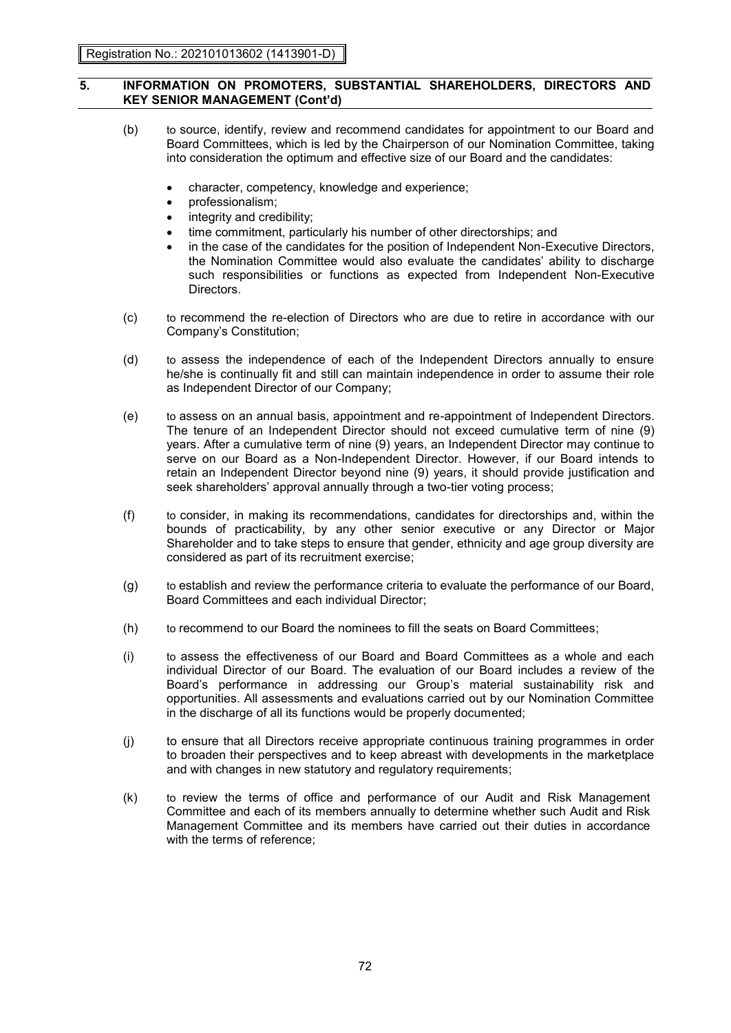## 5. INFORMATION ON PROMOTERS, SUBSTANTIAL SHAREHOLDERS, DIRECTORS AND KEY SENIOR MANAGEMENT (Cont'd)

(b) to source, identify, review and recommend candidates for appointment to our Board and Board Committees, which is led by the Chairperson of our Nomination Committee, taking into consideration the optimum and effective size of our Board and the candidates:

- character, competency, knowledge and experience;
- professionalism;
- integrity and credibility;
- time commitment, particularly his number of other directorships; and
- in the case of the candidates for the position of Independent Non-Executive Directors, the Nomination Committee would also evaluate the candidates' ability to discharge such responsibilities or functions as expected from Independent Non-Executive Directors.

(c) to recommend the re-election of Directors who are due to retire in accordance with our Company's Constitution;

(d) to assess the independence of each of the Independent Directors annually to ensure he/she is continually fit and still can maintain independence in order to assume their role as Independent Director of our Company;

(e) to assess on an annual basis, appointment and re-appointment of Independent Directors. The tenure of an Independent Director should not exceed cumulative term of nine (9) years. After a cumulative term of nine (9) years, an Independent Director may continue to serve on our Board as a Non-Independent Director. However, if our Board intends to retain an Independent Director beyond nine (9) years, it should provide justification and seek shareholders' approval annually through a two-tier voting process;

(f) to consider, in making its recommendations, candidates for directorships and, within the bounds of practicability, by any other senior executive or any Director or Major Shareholder and to take steps to ensure that gender, ethnicity and age group diversity are considered as part of its recruitment exercise;

(g) to establish and review the performance criteria to evaluate the performance of our Board, Board Committees and each individual Director;

(h) to recommend to our Board the nominees to fill the seats on Board Committees;

(i) to assess the effectiveness of our Board and Board Committees as a whole and each individual Director of our Board. The evaluation of our Board includes a review of the Board's performance in addressing our Group's material sustainability risk and opportunities. All assessments and evaluations carried out by our Nomination Committee in the discharge of all its functions would be properly documented;

(j) to ensure that all Directors receive appropriate continuous training programmes in order to broaden their perspectives and to keep abreast with developments in the marketplace and with changes in new statutory and regulatory requirements;

(k) to review the terms of office and performance of our Audit and Risk Management Committee and each of its members annually to determine whether such Audit and Risk Management Committee and its members have carried out their duties in accordance with the terms of reference;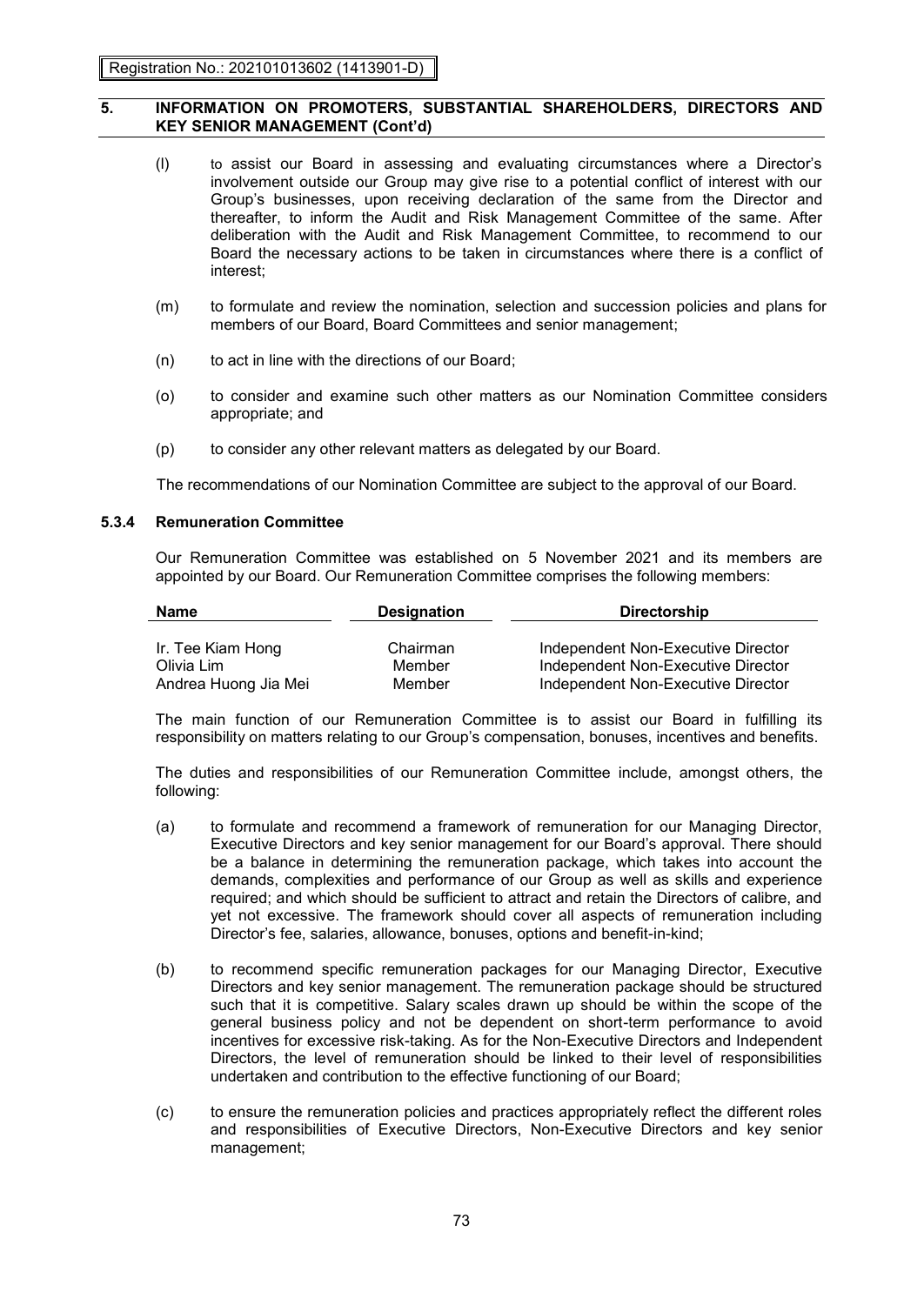## 5. INFORMATION ON PROMOTERS, SUBSTANTIAL SHAREHOLDERS, DIRECTORS AND KEY SENIOR MANAGEMENT (Cont'd)

(l) to assist our Board in assessing and evaluating circumstances where a Director's involvement outside our Group may give rise to a potential conflict of interest with our Group's businesses, upon receiving declaration of the same from the Director and thereafter, to inform the Audit and Risk Management Committee of the same. After deliberation with the Audit and Risk Management Committee, to recommend to our Board the necessary actions to be taken in circumstances where there is a conflict of interest;

(m) to formulate and review the nomination, selection and succession policies and plans for members of our Board, Board Committees and senior management;

(n) to act in line with the directions of our Board;

(o) to consider and examine such other matters as our Nomination Committee considers appropriate; and

(p) to consider any other relevant matters as delegated by our Board.

The recommendations of our Nomination Committee are subject to the approval of our Board.

### 5.3.4 Remuneration Committee

Our Remuneration Committee was established on 5 November 2021 and its members are appointed by our Board. Our Remuneration Committee comprises the following members:

| Name | Designation | Directorship |
|---|---|---|
| Ir. Tee Kiam Hong | Chairman | Independent Non-Executive Director |
| Olivia Lim | Member | Independent Non-Executive Director |
| Andrea Huong Jia Mei | Member | Independent Non-Executive Director |

The main function of our Remuneration Committee is to assist our Board in fulfilling its responsibility on matters relating to our Group's compensation, bonuses, incentives and benefits.

The duties and responsibilities of our Remuneration Committee include, amongst others, the following:

(a) to formulate and recommend a framework of remuneration for our Managing Director, Executive Directors and key senior management for our Board's approval. There should be a balance in determining the remuneration package, which takes into account the demands, complexities and performance of our Group as well as skills and experience required; and which should be sufficient to attract and retain the Directors of calibre, and yet not excessive. The framework should cover all aspects of remuneration including Director's fee, salaries, allowance, bonuses, options and benefit-in-kind;

(b) to recommend specific remuneration packages for our Managing Director, Executive Directors and key senior management. The remuneration package should be structured such that it is competitive. Salary scales drawn up should be within the scope of the general business policy and not be dependent on short-term performance to avoid incentives for excessive risk-taking. As for the Non-Executive Directors and Independent Directors, the level of remuneration should be linked to their level of responsibilities undertaken and contribution to the effective functioning of our Board;

(c) to ensure the remuneration policies and practices appropriately reflect the different roles and responsibilities of Executive Directors, Non-Executive Directors and key senior management;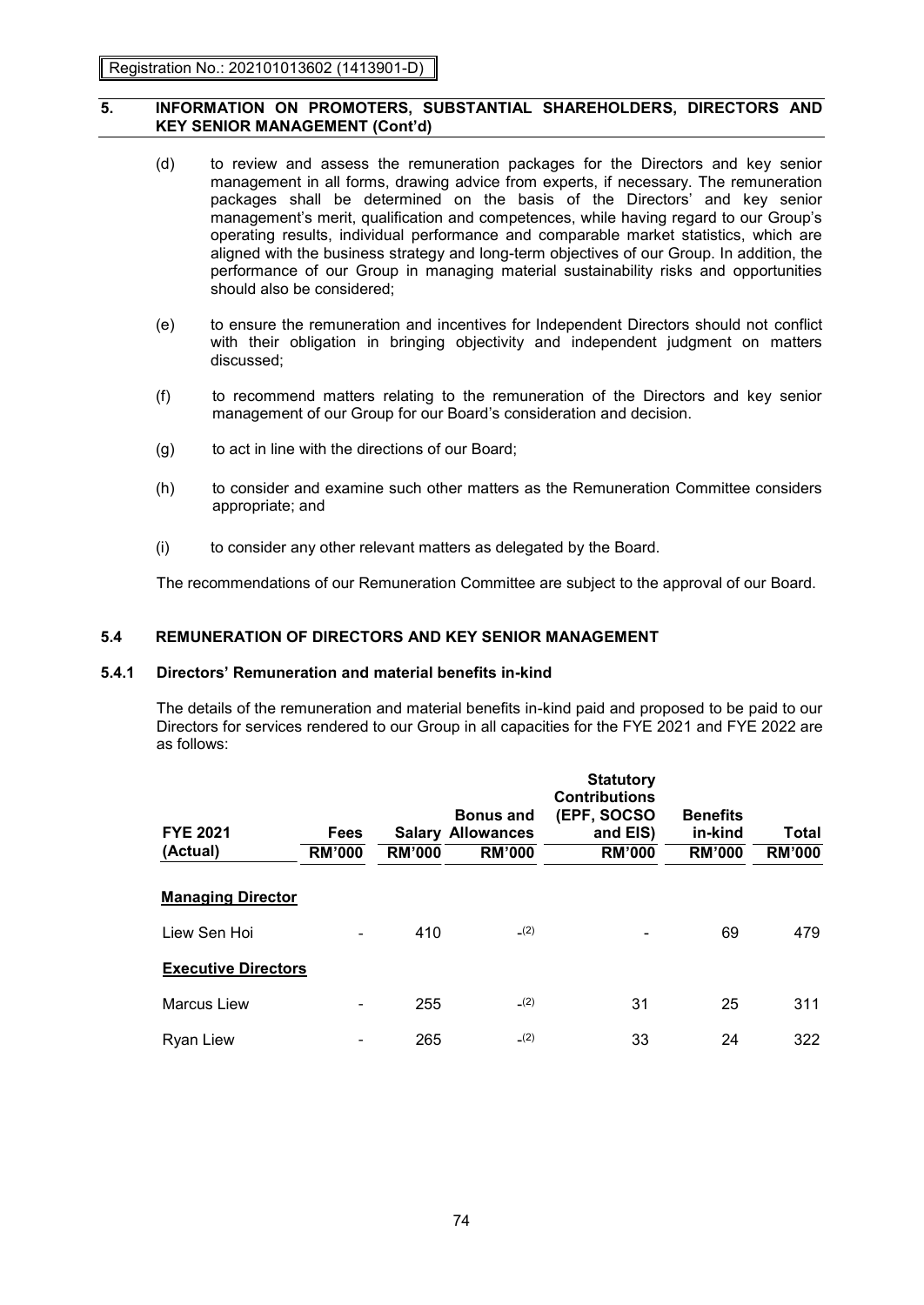## 5. INFORMATION ON PROMOTERS, SUBSTANTIAL SHAREHOLDERS, DIRECTORS AND KEY SENIOR MANAGEMENT (Cont'd)

(d) to review and assess the remuneration packages for the Directors and key senior management in all forms, drawing advice from experts, if necessary. The remuneration packages shall be determined on the basis of the Directors' and key senior management's merit, qualification and competences, while having regard to our Group's operating results, individual performance and comparable market statistics, which are aligned with the business strategy and long-term objectives of our Group. In addition, the performance of our Group in managing material sustainability risks and opportunities should also be considered;

(e) to ensure the remuneration and incentives for Independent Directors should not conflict with their obligation in bringing objectivity and independent judgment on matters discussed;

(f) to recommend matters relating to the remuneration of the Directors and key senior management of our Group for our Board's consideration and decision.

(g) to act in line with the directions of our Board;

(h) to consider and examine such other matters as the Remuneration Committee considers appropriate; and

(i) to consider any other relevant matters as delegated by the Board.

The recommendations of our Remuneration Committee are subject to the approval of our Board.

### 5.4 REMUNERATION OF DIRECTORS AND KEY SENIOR MANAGEMENT

#### 5.4.1 Directors' Remuneration and material benefits in-kind

The details of the remuneration and material benefits in-kind paid and proposed to be paid to our Directors for services rendered to our Group in all capacities for the FYE 2021 and FYE 2022 are as follows:

| FYE 2021 (Actual) | Fees RM'000 | Salary RM'000 | Bonus and Allowances RM'000 | Statutory Contributions (EPF, SOCSO and EIS) RM'000 | Benefits in-kind RM'000 | Total RM'000 |
|---|---|---|---|---|---|---|
| **Managing Director** | | | | | | |
| Liew Sen Hoi | - | 410 | -(2) | - | 69 | 479 |
| **Executive Directors** | | | | | | |
| Marcus Liew | - | 255 | -(2) | 31 | 25 | 311 |
| Ryan Liew | - | 265 | -(2) | 33 | 24 | 322 |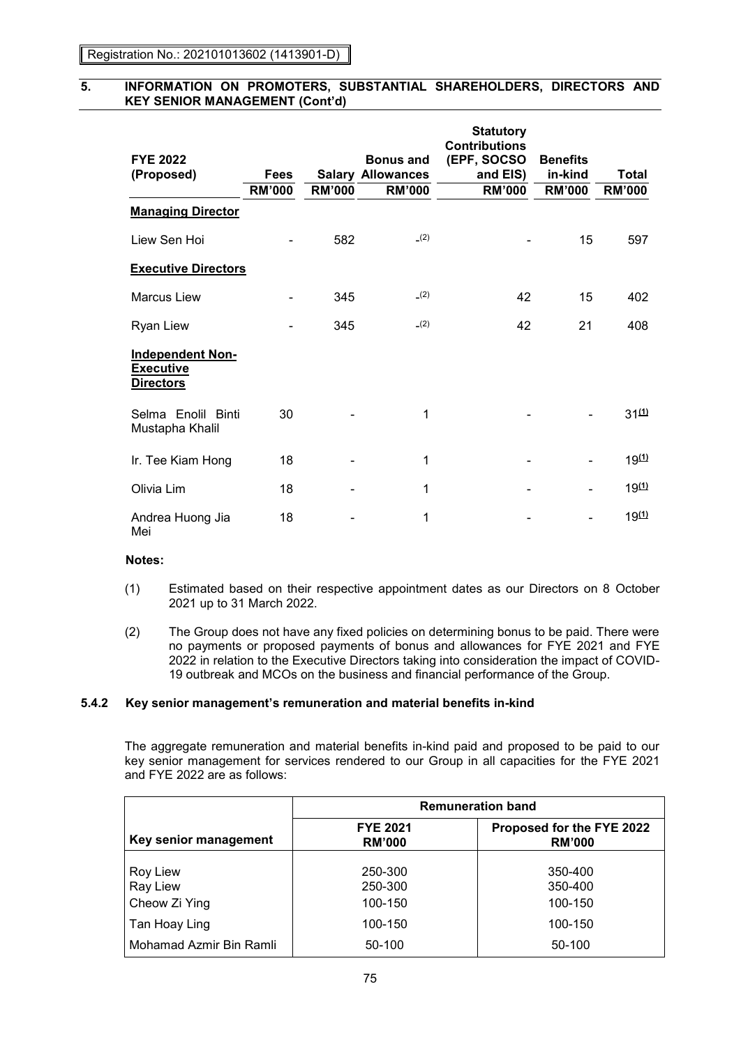## 5. INFORMATION ON PROMOTERS, SUBSTANTIAL SHAREHOLDERS, DIRECTORS AND KEY SENIOR MANAGEMENT (Cont'd)

| FYE 2022 (Proposed) | Fees | Salary | Bonus and Allowances | Statutory Contributions (EPF, SOCSO and EIS) | Benefits in-kind | Total |
|---|---|---|---|---|---|---|
| | RM'000 | RM'000 | RM'000 | RM'000 | RM'000 | RM'000 |
| **Managing Director** | | | | | | |
| Liew Sen Hoi | - | 582 | -(2) | - | 15 | 597 |
| **Executive Directors** | | | | | | |
| Marcus Liew | - | 345 | -(2) | 42 | 15 | 402 |
| Ryan Liew | - | 345 | -(2) | 42 | 21 | 408 |
| **Independent Non-Executive Directors** | | | | | | |
| Selma Enolil Binti Mustapha Khalil | 30 | - | 1 | - | - | 31(1) |
| Ir. Tee Kiam Hong | 18 | - | 1 | - | - | 19(1) |
| Olivia Lim | 18 | - | 1 | - | - | 19(1) |
| Andrea Huong Jia Mei | 18 | - | 1 | - | - | 19(1) |

**Notes:**

(1) Estimated based on their respective appointment dates as our Directors on 8 October 2021 up to 31 March 2022.

(2) The Group does not have any fixed policies on determining bonus to be paid. There were no payments or proposed payments of bonus and allowances for FYE 2021 and FYE 2022 in relation to the Executive Directors taking into consideration the impact of COVID-19 outbreak and MCOs on the business and financial performance of the Group.

### 5.4.2 Key senior management's remuneration and material benefits in-kind

The aggregate remuneration and material benefits in-kind paid and proposed to be paid to our key senior management for services rendered to our Group in all capacities for the FYE 2021 and FYE 2022 are as follows:

| Key senior management | Remuneration band | |
|---|---|---|
| | FYE 2021 RM'000 | Proposed for the FYE 2022 RM'000 |
| Roy Liew | 250-300 | 350-400 |
| Ray Liew | 250-300 | 350-400 |
| Cheow Zi Ying | 100-150 | 100-150 |
| Tan Hoay Ling | 100-150 | 100-150 |
| Mohamad Azmir Bin Ramli | 50-100 | 50-100 |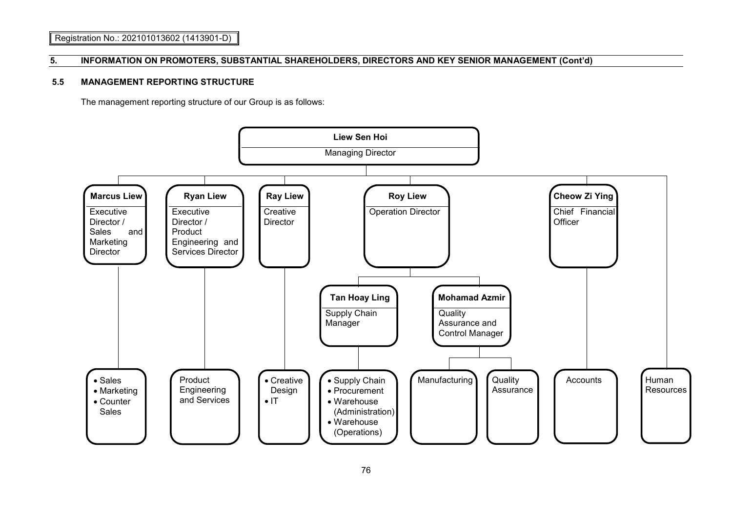Registration No.: 202101013602 (1413901-D)

## 5. INFORMATION ON PROMOTERS, SUBSTANTIAL SHAREHOLDERS, DIRECTORS AND KEY SENIOR MANAGEMENT (Cont'd)

### 5.5 MANAGEMENT REPORTING STRUCTURE

The management reporting structure of our Group is as follows:

- **Liew Sen Hoi** – Managing Director
  - **Marcus Liew** – Executive Director / Sales and Marketing Director
    - Sales
    - Marketing
    - Counter Sales
  - **Ryan Liew** – Executive Director / Product Engineering and Services Director
    - Product Engineering and Services
  - **Ray Liew** – Creative Director
    - Creative Design
    - IT
  - **Roy Liew** – Operation Director
    - **Tan Hoay Ling** – Supply Chain Manager
      - Supply Chain
      - Procurement
      - Warehouse (Administration)
      - Warehouse (Operations)
    - **Mohamad Azmir** – Quality Assurance and Control Manager
      - Manufacturing
      - Quality Assurance
  - **Cheow Zi Ying** – Chief Financial Officer
    - Accounts
  - Human Resources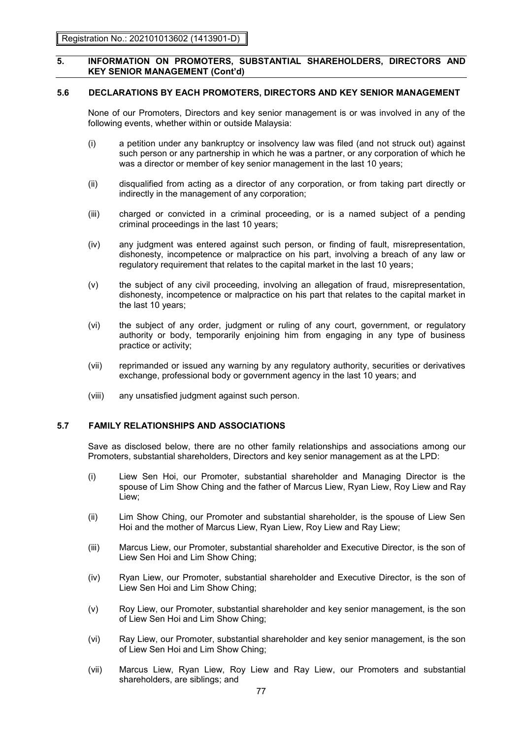## 5. INFORMATION ON PROMOTERS, SUBSTANTIAL SHAREHOLDERS, DIRECTORS AND KEY SENIOR MANAGEMENT (Cont'd)

### 5.6 DECLARATIONS BY EACH PROMOTERS, DIRECTORS AND KEY SENIOR MANAGEMENT

None of our Promoters, Directors and key senior management is or was involved in any of the following events, whether within or outside Malaysia:

(i) a petition under any bankruptcy or insolvency law was filed (and not struck out) against such person or any partnership in which he was a partner, or any corporation of which he was a director or member of key senior management in the last 10 years;

(ii) disqualified from acting as a director of any corporation, or from taking part directly or indirectly in the management of any corporation;

(iii) charged or convicted in a criminal proceeding, or is a named subject of a pending criminal proceedings in the last 10 years;

(iv) any judgment was entered against such person, or finding of fault, misrepresentation, dishonesty, incompetence or malpractice on his part, involving a breach of any law or regulatory requirement that relates to the capital market in the last 10 years;

(v) the subject of any civil proceeding, involving an allegation of fraud, misrepresentation, dishonesty, incompetence or malpractice on his part that relates to the capital market in the last 10 years;

(vi) the subject of any order, judgment or ruling of any court, government, or regulatory authority or body, temporarily enjoining him from engaging in any type of business practice or activity;

(vii) reprimanded or issued any warning by any regulatory authority, securities or derivatives exchange, professional body or government agency in the last 10 years; and

(viii) any unsatisfied judgment against such person.

### 5.7 FAMILY RELATIONSHIPS AND ASSOCIATIONS

Save as disclosed below, there are no other family relationships and associations among our Promoters, substantial shareholders, Directors and key senior management as at the LPD:

(i) Liew Sen Hoi, our Promoter, substantial shareholder and Managing Director is the spouse of Lim Show Ching and the father of Marcus Liew, Ryan Liew, Roy Liew and Ray Liew;

(ii) Lim Show Ching, our Promoter and substantial shareholder, is the spouse of Liew Sen Hoi and the mother of Marcus Liew, Ryan Liew, Roy Liew and Ray Liew;

(iii) Marcus Liew, our Promoter, substantial shareholder and Executive Director, is the son of Liew Sen Hoi and Lim Show Ching;

(iv) Ryan Liew, our Promoter, substantial shareholder and Executive Director, is the son of Liew Sen Hoi and Lim Show Ching;

(v) Roy Liew, our Promoter, substantial shareholder and key senior management, is the son of Liew Sen Hoi and Lim Show Ching;

(vi) Ray Liew, our Promoter, substantial shareholder and key senior management, is the son of Liew Sen Hoi and Lim Show Ching;

(vii) Marcus Liew, Ryan Liew, Roy Liew and Ray Liew, our Promoters and substantial shareholders, are siblings; and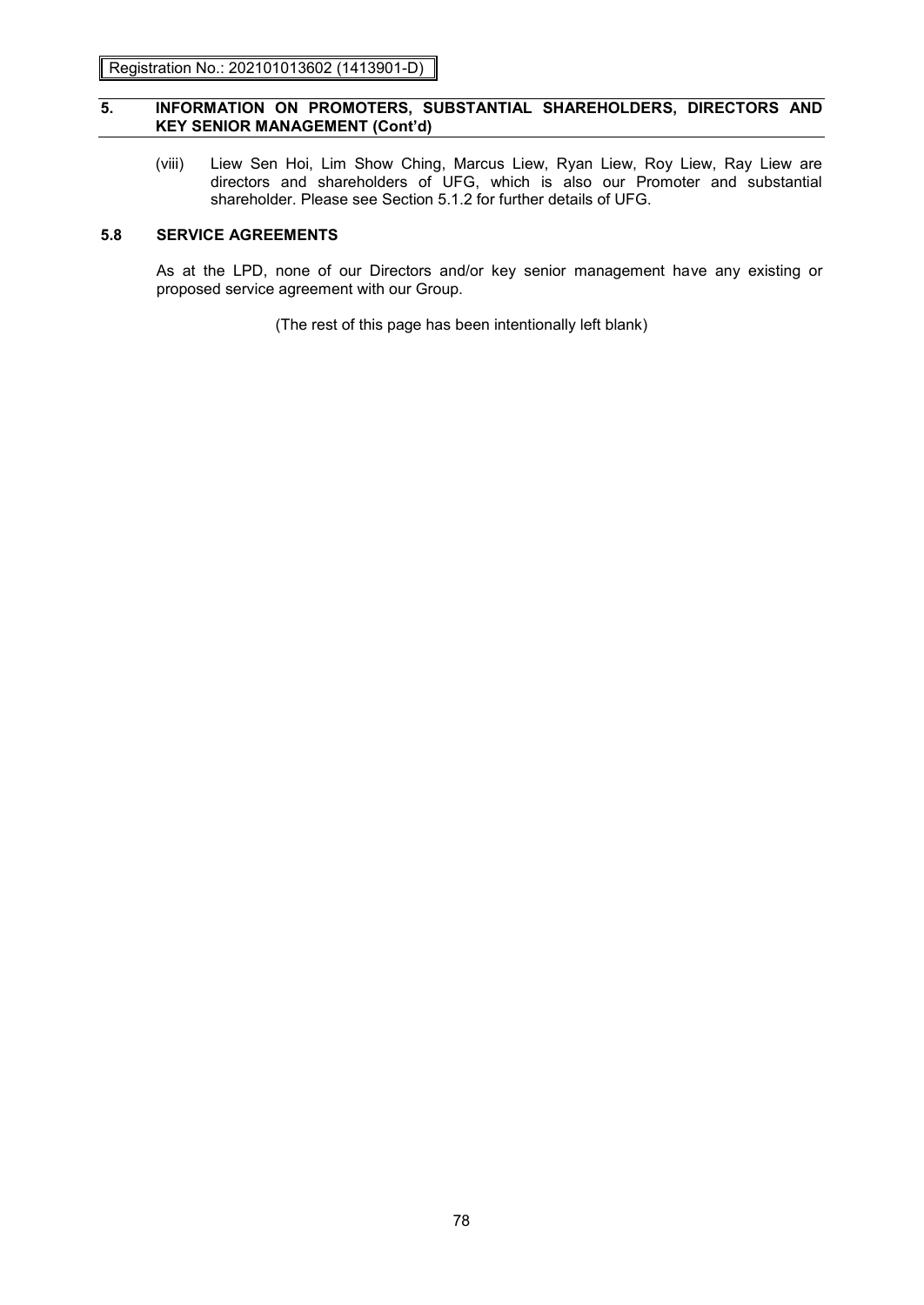## 5. INFORMATION ON PROMOTERS, SUBSTANTIAL SHAREHOLDERS, DIRECTORS AND KEY SENIOR MANAGEMENT (Cont'd)

(viii) Liew Sen Hoi, Lim Show Ching, Marcus Liew, Ryan Liew, Roy Liew, Ray Liew are directors and shareholders of UFG, which is also our Promoter and substantial shareholder. Please see Section 5.1.2 for further details of UFG.

### 5.8 SERVICE AGREEMENTS

As at the LPD, none of our Directors and/or key senior management have any existing or proposed service agreement with our Group.

(The rest of this page has been intentionally left blank)